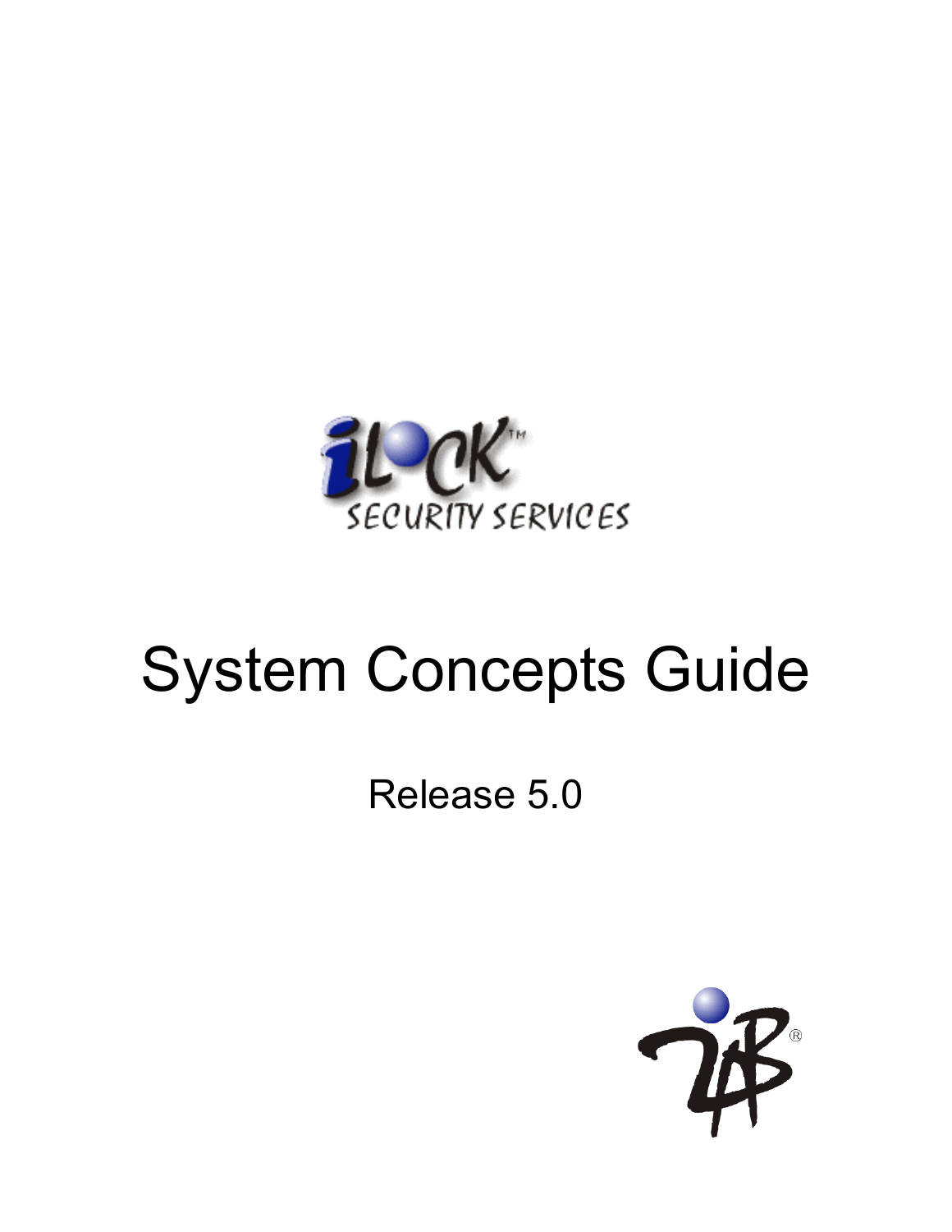iLOCK™ SECURITY SERVICES

# System Concepts Guide

Release 5.0

2AB®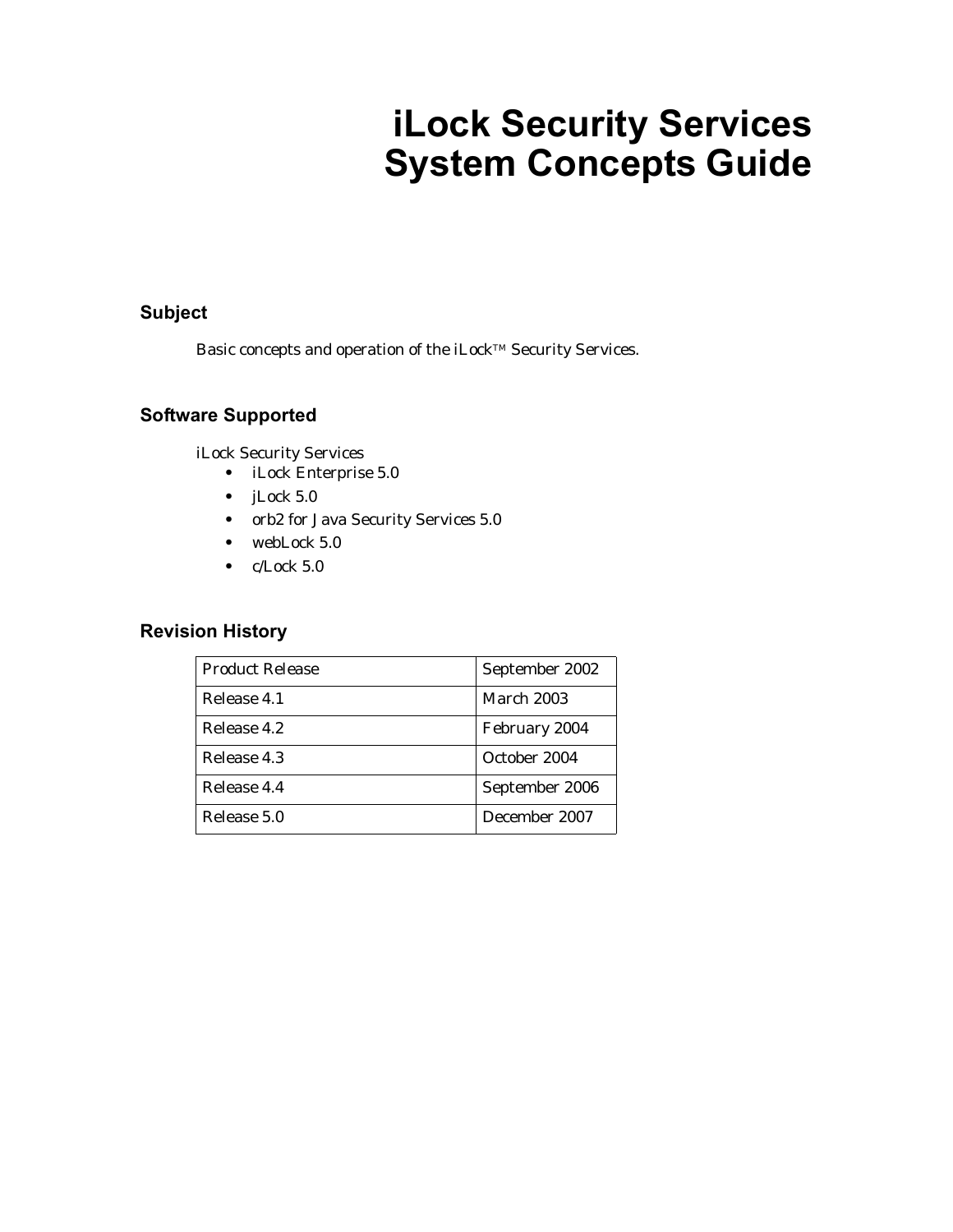# iLock Security Services System Concepts Guide

## Subject

Basic concepts and operation of the iLock™ Security Services.

## Software Supported

iLock Security Services

- iLock Enterprise 5.0
- jLock 5.0
- orb2 for Java Security Services 5.0
- webLock 5.0
- c/Lock 5.0

## Revision History

| Product Release | September 2002 |
|---|---|
| Release 4.1 | March 2003 |
| Release 4.2 | February 2004 |
| Release 4.3 | October 2004 |
| Release 4.4 | September 2006 |
| Release 5.0 | December 2007 |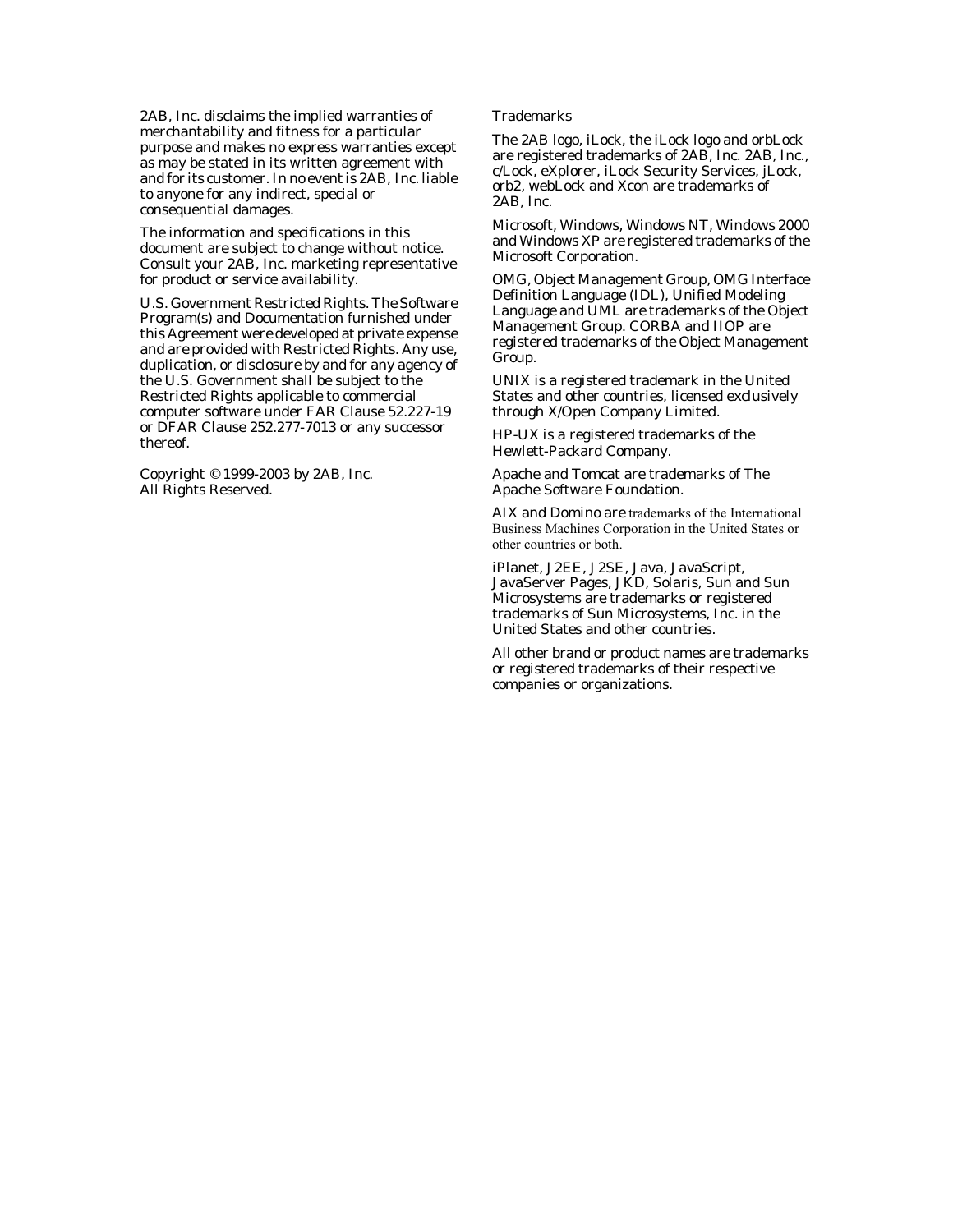2AB, Inc. disclaims the implied warranties of merchantability and fitness for a particular purpose and makes no express warranties except as may be stated in its written agreement with and for its customer. In no event is 2AB, Inc. liable to anyone for any indirect, special or consequential damages.

The information and specifications in this document are subject to change without notice. Consult your 2AB, Inc. marketing representative for product or service availability.

U.S. Government Restricted Rights. The Software Program(s) and Documentation furnished under this Agreement were developed at private expense and are provided with Restricted Rights. Any use, duplication, or disclosure by and for any agency of the U.S. Government shall be subject to the Restricted Rights applicable to commercial computer software under FAR Clause 52.227-19 or DFAR Clause 252.277-7013 or any successor thereof.

Copyright © 1999-2003 by 2AB, Inc.
All Rights Reserved.

Trademarks

The 2AB logo, iLock, the iLock logo and orbLock are registered trademarks of 2AB, Inc. 2AB, Inc., c/Lock, eXplorer, iLock Security Services, jLock, orb2, webLock and Xcon are trademarks of 2AB, Inc.

Microsoft, Windows, Windows NT, Windows 2000 and Windows XP are registered trademarks of the Microsoft Corporation.

OMG, Object Management Group, OMG Interface Definition Language (IDL), Unified Modeling Language and UML are trademarks of the Object Management Group. CORBA and IIOP are registered trademarks of the Object Management Group.

UNIX is a registered trademark in the United States and other countries, licensed exclusively through X/Open Company Limited.

HP-UX is a registered trademarks of the Hewlett-Packard Company.

Apache and Tomcat are trademarks of The Apache Software Foundation.

AIX and Domino are trademarks of the International Business Machines Corporation in the United States or other countries or both.

iPlanet, J2EE, J2SE, Java, JavaScript, JavaServer Pages, JKD, Solaris, Sun and Sun Microsystems are trademarks or registered trademarks of Sun Microsystems, Inc. in the United States and other countries.

All other brand or product names are trademarks or registered trademarks of their respective companies or organizations.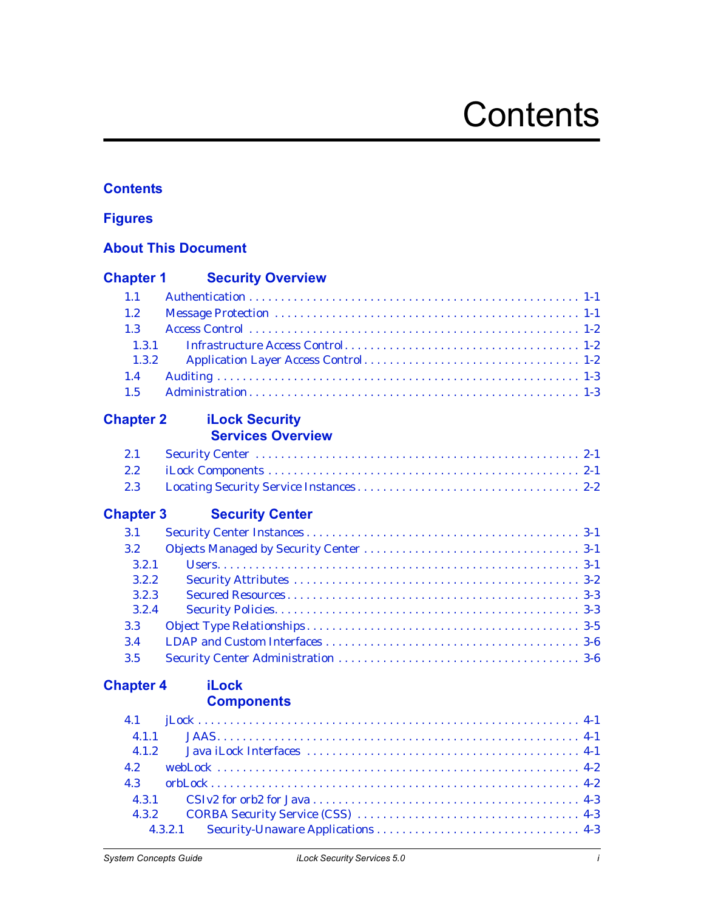# Contents

**Contents**

**Figures**

**About This Document**

## Chapter 1 Security Overview

- 1.1 Authentication . . . . . 1-1
- 1.2 Message Protection . . . . . 1-1
- 1.3 Access Control . . . . . 1-2
  - 1.3.1 Infrastructure Access Control . . . . . 1-2
  - 1.3.2 Application Layer Access Control . . . . . 1-2
- 1.4 Auditing . . . . . 1-3
- 1.5 Administration . . . . . 1-3

## Chapter 2 iLock Security Services Overview

- 2.1 Security Center . . . . . 2-1
- 2.2 iLock Components . . . . . 2-1
- 2.3 Locating Security Service Instances . . . . . 2-2

## Chapter 3 Security Center

- 3.1 Security Center Instances . . . . . 3-1
- 3.2 Objects Managed by Security Center . . . . . 3-1
  - 3.2.1 Users . . . . . 3-1
  - 3.2.2 Security Attributes . . . . . 3-2
  - 3.2.3 Secured Resources . . . . . 3-3
  - 3.2.4 Security Policies . . . . . 3-3
- 3.3 Object Type Relationships . . . . . 3-5
- 3.4 LDAP and Custom Interfaces . . . . . 3-6
- 3.5 Security Center Administration . . . . . 3-6

## Chapter 4 iLock Components

- 4.1 jLock . . . . . 4-1
  - 4.1.1 JAAS . . . . . 4-1
  - 4.1.2 Java iLock Interfaces . . . . . 4-1
- 4.2 webLock . . . . . 4-2
- 4.3 orbLock . . . . . 4-2
  - 4.3.1 CSIv2 for orb2 for Java . . . . . 4-3
  - 4.3.2 CORBA Security Service (CSS) . . . . . 4-3
    - 4.3.2.1 Security-Unaware Applications . . . . . 4-3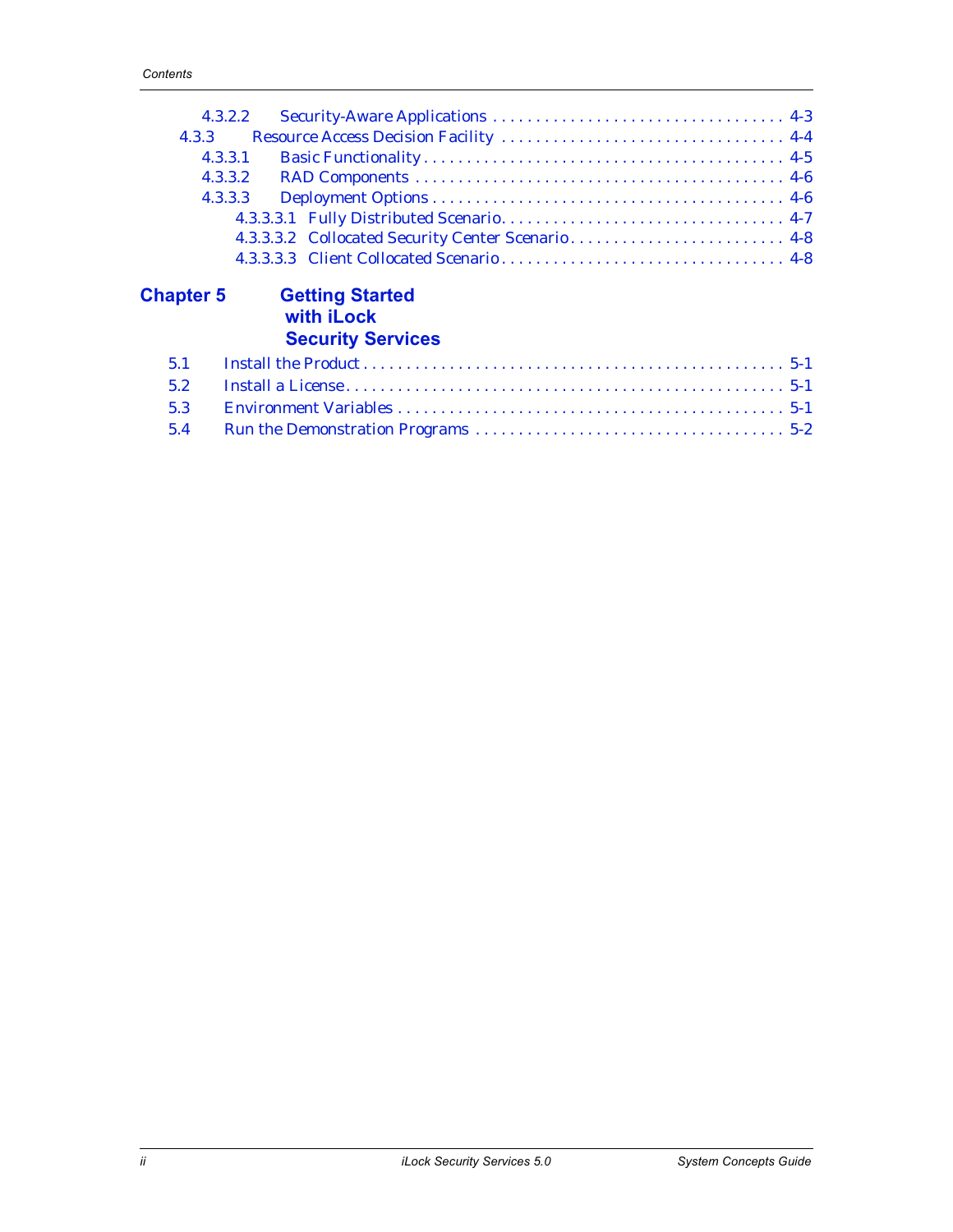4.3.2.2 Security-Aware Applications . . . . . . . . . . . . . . . . . . . . . . . . . . . . . . . . . . 4-3

4.3.3 Resource Access Decision Facility . . . . . . . . . . . . . . . . . . . . . . . . . . . . . . . . . 4-4

4.3.3.1 Basic Functionality . . . . . . . . . . . . . . . . . . . . . . . . . . . . . . . . . . . . . . . 4-5

4.3.3.2 RAD Components . . . . . . . . . . . . . . . . . . . . . . . . . . . . . . . . . . . . . . . . 4-6

4.3.3.3 Deployment Options . . . . . . . . . . . . . . . . . . . . . . . . . . . . . . . . . . . . . . . 4-6

4.3.3.3.1 Fully Distributed Scenario. . . . . . . . . . . . . . . . . . . . . . . . . . . . . . . . 4-7

4.3.3.3.2 Collocated Security Center Scenario . . . . . . . . . . . . . . . . . . . . . . . . 4-8

4.3.3.3.3 Client Collocated Scenario . . . . . . . . . . . . . . . . . . . . . . . . . . . . . . . . 4-8

## Chapter 5 Getting Started with iLock Security Services

5.1 Install the Product . . . . . . . . . . . . . . . . . . . . . . . . . . . . . . . . . . . . . . . . . . . . . . . 5-1

5.2 Install a License. . . . . . . . . . . . . . . . . . . . . . . . . . . . . . . . . . . . . . . . . . . . . . . . . 5-1

5.3 Environment Variables . . . . . . . . . . . . . . . . . . . . . . . . . . . . . . . . . . . . . . . . . . . . 5-1

5.4 Run the Demonstration Programs . . . . . . . . . . . . . . . . . . . . . . . . . . . . . . . . . . . 5-2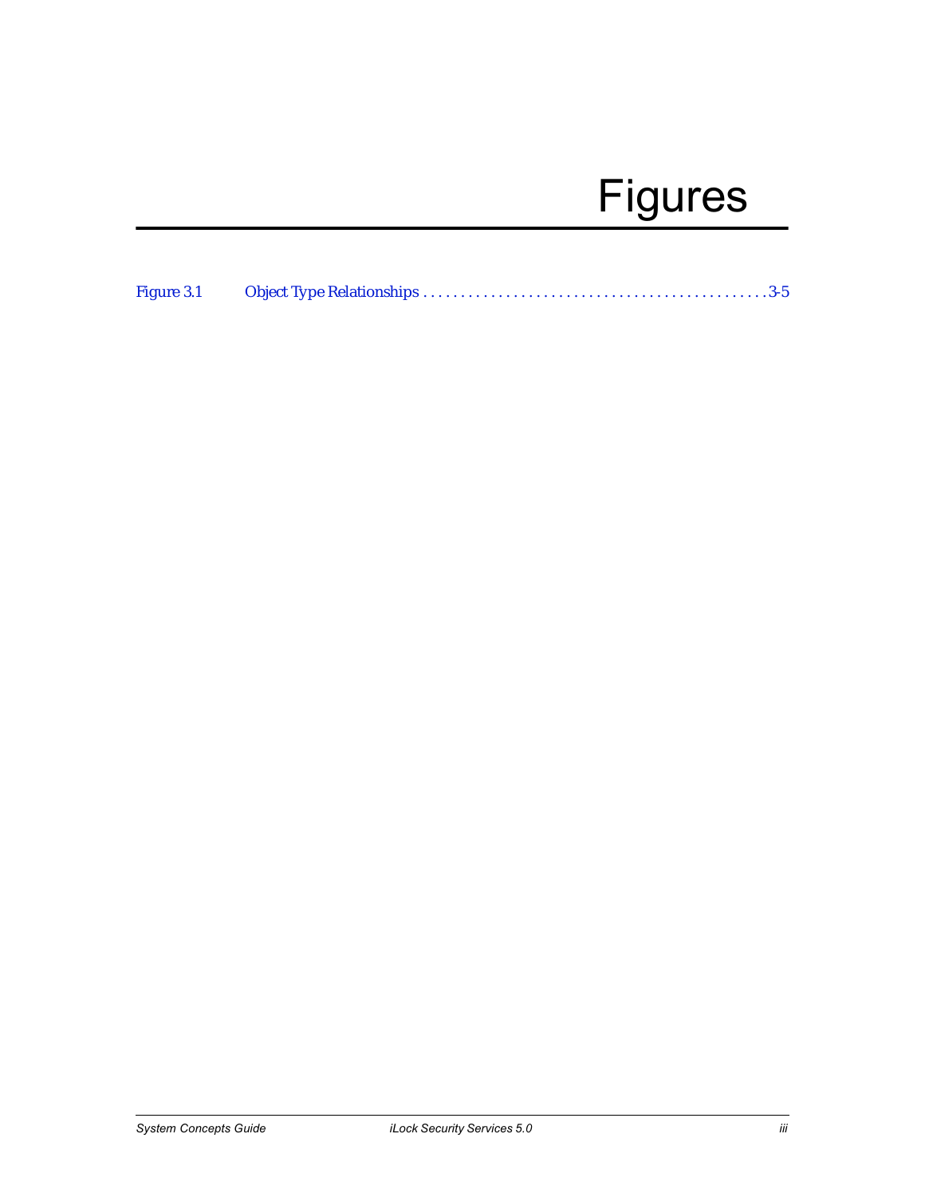# Figures

Figure 3.1 Object Type Relationships . . . . . . . . . . . . . . . . . . . . . . . . . . . . . . . . . . . . . . . . . . . . . 3-5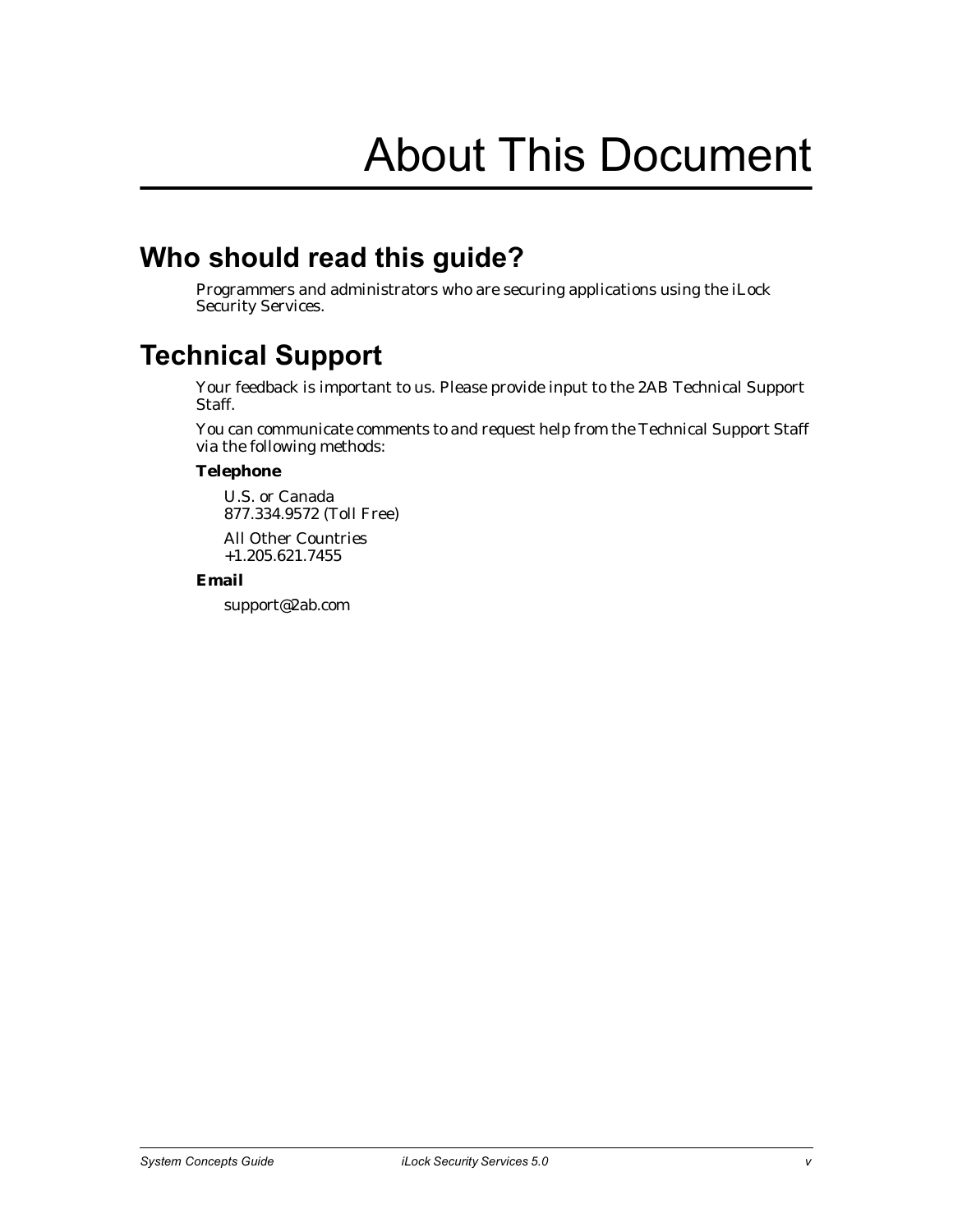# About This Document

## Who should read this guide?

Programmers and administrators who are securing applications using the iLock Security Services.

## Technical Support

Your feedback is important to us. Please provide input to the 2AB Technical Support Staff.

You can communicate comments to and request help from the Technical Support Staff via the following methods:

**Telephone**

U.S. or Canada  
877.334.9572 (Toll Free)

All Other Countries  
+1.205.621.7455

**Email**

support@2ab.com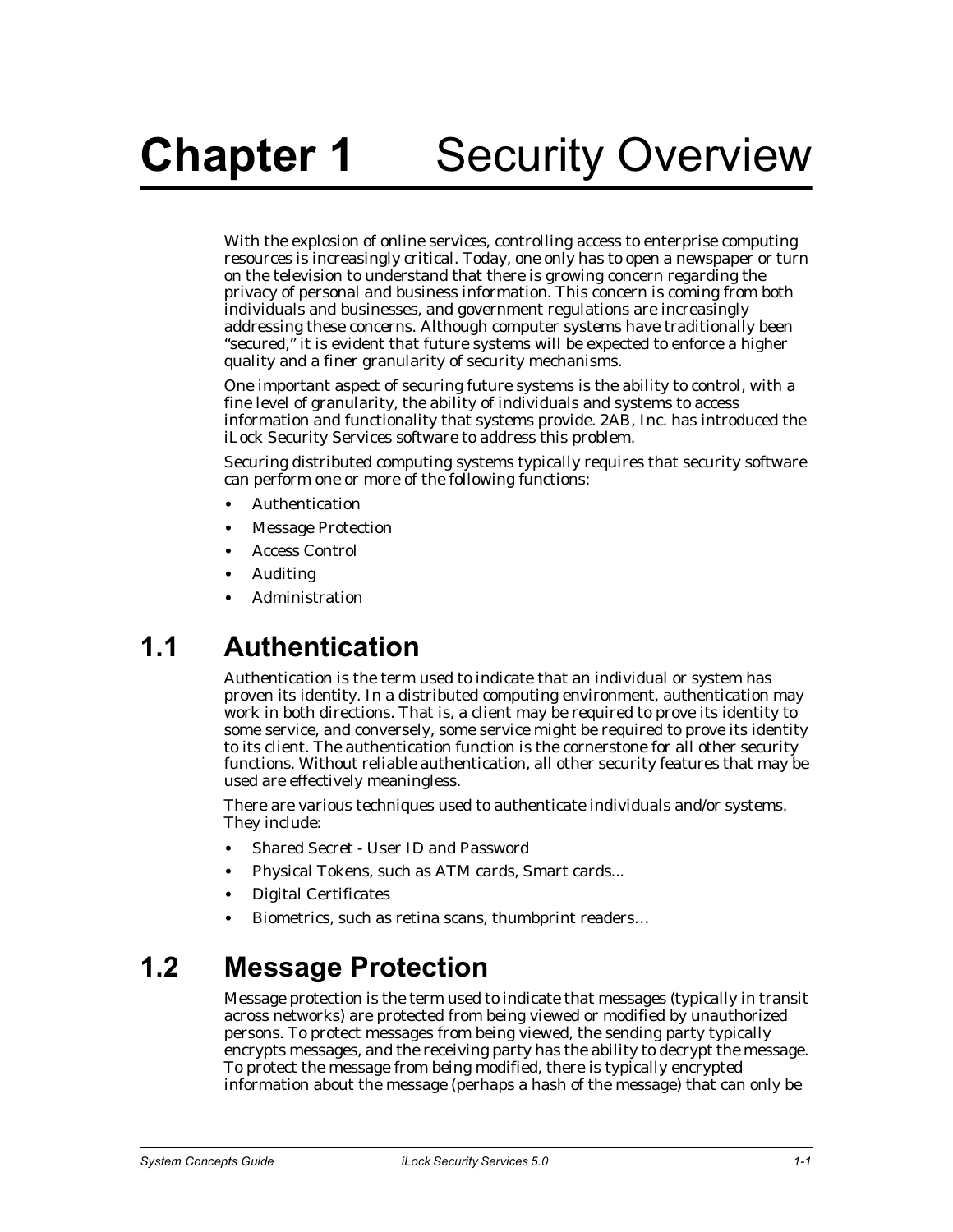# Chapter 1 Security Overview

With the explosion of online services, controlling access to enterprise computing resources is increasingly critical. Today, one only has to open a newspaper or turn on the television to understand that there is growing concern regarding the privacy of personal and business information. This concern is coming from both individuals and businesses, and government regulations are increasingly addressing these concerns. Although computer systems have traditionally been "secured," it is evident that future systems will be expected to enforce a higher quality and a finer granularity of security mechanisms.

One important aspect of securing future systems is the ability to control, with a fine level of granularity, the ability of individuals and systems to access information and functionality that systems provide. 2AB, Inc. has introduced the iLock Security Services software to address this problem.

Securing distributed computing systems typically requires that security software can perform one or more of the following functions:

- Authentication
- Message Protection
- Access Control
- Auditing
- Administration

## 1.1 Authentication

Authentication is the term used to indicate that an individual or system has proven its identity. In a distributed computing environment, authentication may work in both directions. That is, a client may be required to prove its identity to some service, and conversely, some service might be required to prove its identity to its client. The authentication function is the cornerstone for all other security functions. Without reliable authentication, all other security features that may be used are effectively meaningless.

There are various techniques used to authenticate individuals and/or systems. They include:

- Shared Secret - User ID and Password
- Physical Tokens, such as ATM cards, Smart cards...
- Digital Certificates
- Biometrics, such as retina scans, thumbprint readers…

## 1.2 Message Protection

Message protection is the term used to indicate that messages (typically in transit across networks) are protected from being viewed or modified by unauthorized persons. To protect messages from being viewed, the sending party typically encrypts messages, and the receiving party has the ability to decrypt the message. To protect the message from being modified, there is typically encrypted information about the message (perhaps a hash of the message) that can only be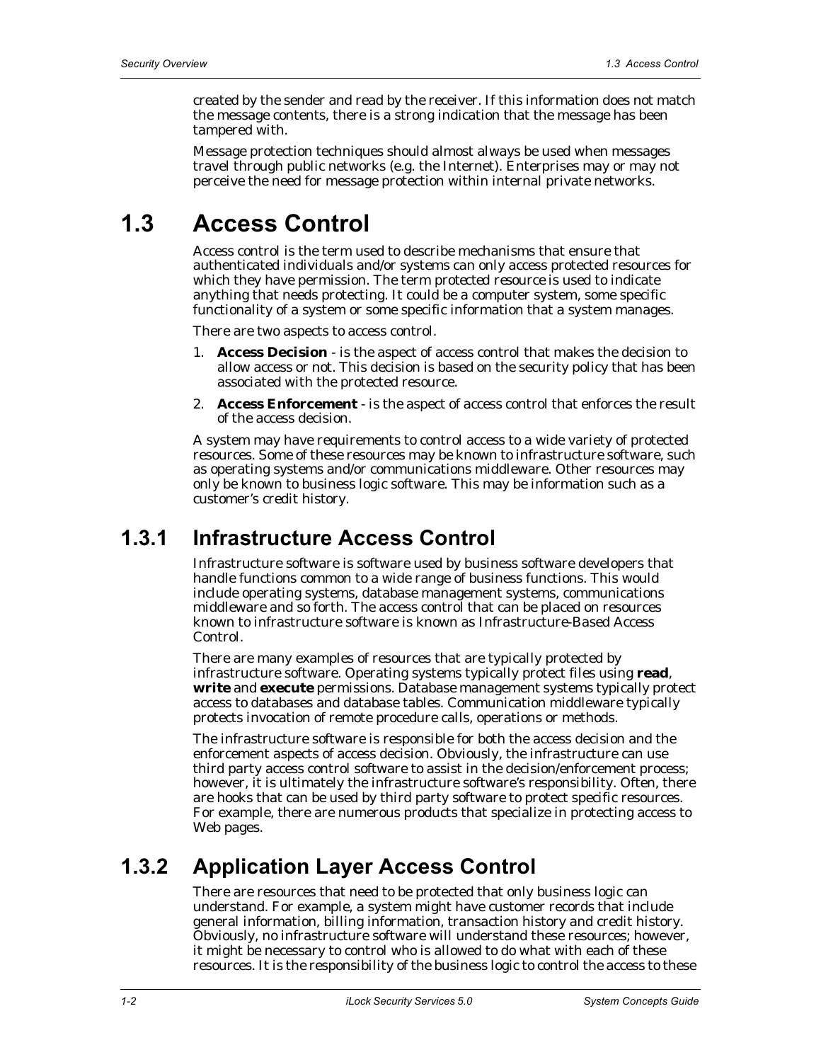created by the sender and read by the receiver. If this information does not match the message contents, there is a strong indication that the message has been tampered with.

Message protection techniques should almost always be used when messages travel through public networks (e.g. the Internet). Enterprises may or may not perceive the need for message protection within internal private networks.

# 1.3 Access Control

Access control is the term used to describe mechanisms that ensure that authenticated individuals and/or systems can only access protected resources for which they have permission. The term *protected resource* is used to indicate anything that needs protecting. It could be a computer system, some specific functionality of a system or some specific information that a system manages.

There are two aspects to access control.

1. **Access Decision** - is the aspect of access control that makes the decision to allow access or not. This decision is based on the security policy that has been associated with the protected resource.
2. **Access Enforcement** - is the aspect of access control that enforces the result of the access decision.

A system may have requirements to control access to a wide variety of protected resources. Some of these resources may be known to infrastructure software, such as operating systems and/or communications middleware. Other resources may only be known to business logic software. This may be information such as a customer's credit history.

## 1.3.1 Infrastructure Access Control

Infrastructure software is software used by business software developers that handle functions common to a wide range of business functions. This would include operating systems, database management systems, communications middleware and so forth. The access control that can be placed on resources known to infrastructure software is known as Infrastructure-Based Access Control.

There are many examples of resources that are typically protected by infrastructure software. Operating systems typically protect files using **read**, **write** and **execute** permissions. Database management systems typically protect access to databases and database tables. Communication middleware typically protects invocation of remote procedure calls, operations or methods.

The infrastructure software is responsible for both the access decision and the enforcement aspects of access decision. Obviously, the infrastructure can use third party access control software to assist in the decision/enforcement process; however, it is ultimately the infrastructure software's responsibility. Often, there are hooks that can be used by third party software to protect specific resources. For example, there are numerous products that specialize in protecting access to Web pages.

## 1.3.2 Application Layer Access Control

There are resources that need to be protected that only business logic can understand. For example, a system might have customer records that include general information, billing information, transaction history and credit history. Obviously, no infrastructure software will understand these resources; however, it might be necessary to control who is allowed to do what with each of these resources. It is the responsibility of the business logic to control the access to these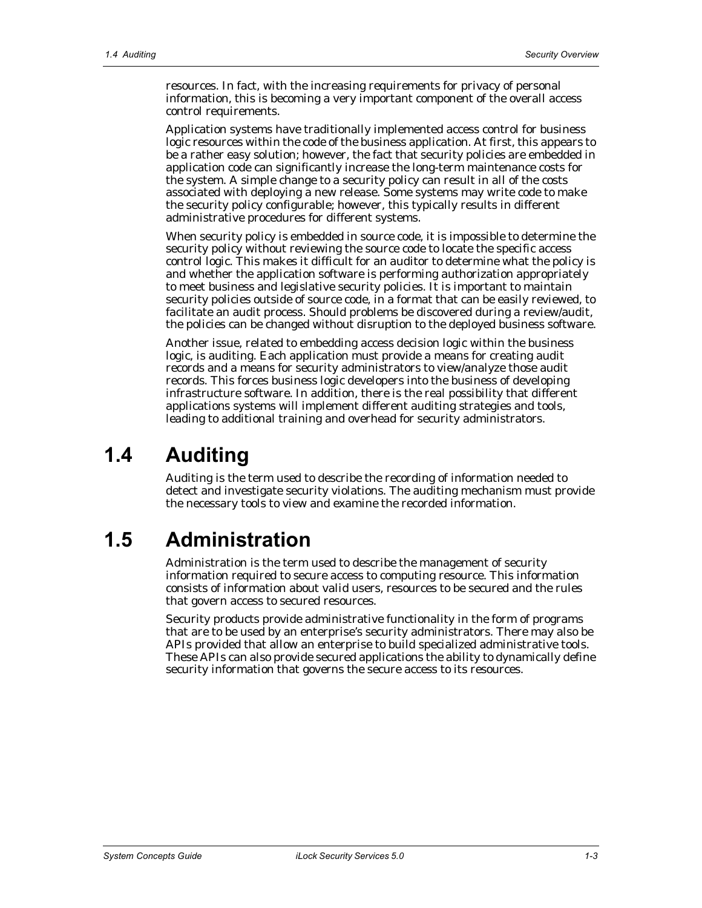resources. In fact, with the increasing requirements for privacy of personal information, this is becoming a very important component of the overall access control requirements.

Application systems have traditionally implemented access control for business logic resources within the code of the business application. At first, this appears to be a rather easy solution; however, the fact that security policies are embedded in application code can significantly increase the long-term maintenance costs for the system. A simple change to a security policy can result in all of the costs associated with deploying a new release. Some systems may write code to make the security policy configurable; however, this typically results in different administrative procedures for different systems.

When security policy is embedded in source code, it is impossible to determine the security policy without reviewing the source code to locate the specific access control logic. This makes it difficult for an auditor to determine what the policy is and whether the application software is performing authorization appropriately to meet business and legislative security policies. It is important to maintain security policies outside of source code, in a format that can be easily reviewed, to facilitate an audit process. Should problems be discovered during a review/audit, the policies can be changed without disruption to the deployed business software.

Another issue, related to embedding access decision logic within the business logic, is auditing. Each application must provide a means for creating audit records and a means for security administrators to view/analyze those audit records. This forces business logic developers into the business of developing infrastructure software. In addition, there is the real possibility that different applications systems will implement different auditing strategies and tools, leading to additional training and overhead for security administrators.

## 1.4 Auditing

Auditing is the term used to describe the recording of information needed to detect and investigate security violations. The auditing mechanism must provide the necessary tools to view and examine the recorded information.

## 1.5 Administration

Administration is the term used to describe the management of security information required to secure access to computing resource. This information consists of information about valid users, resources to be secured and the rules that govern access to secured resources.

Security products provide administrative functionality in the form of programs that are to be used by an enterprise's security administrators. There may also be APIs provided that allow an enterprise to build specialized administrative tools. These APIs can also provide secured applications the ability to dynamically define security information that governs the secure access to its resources.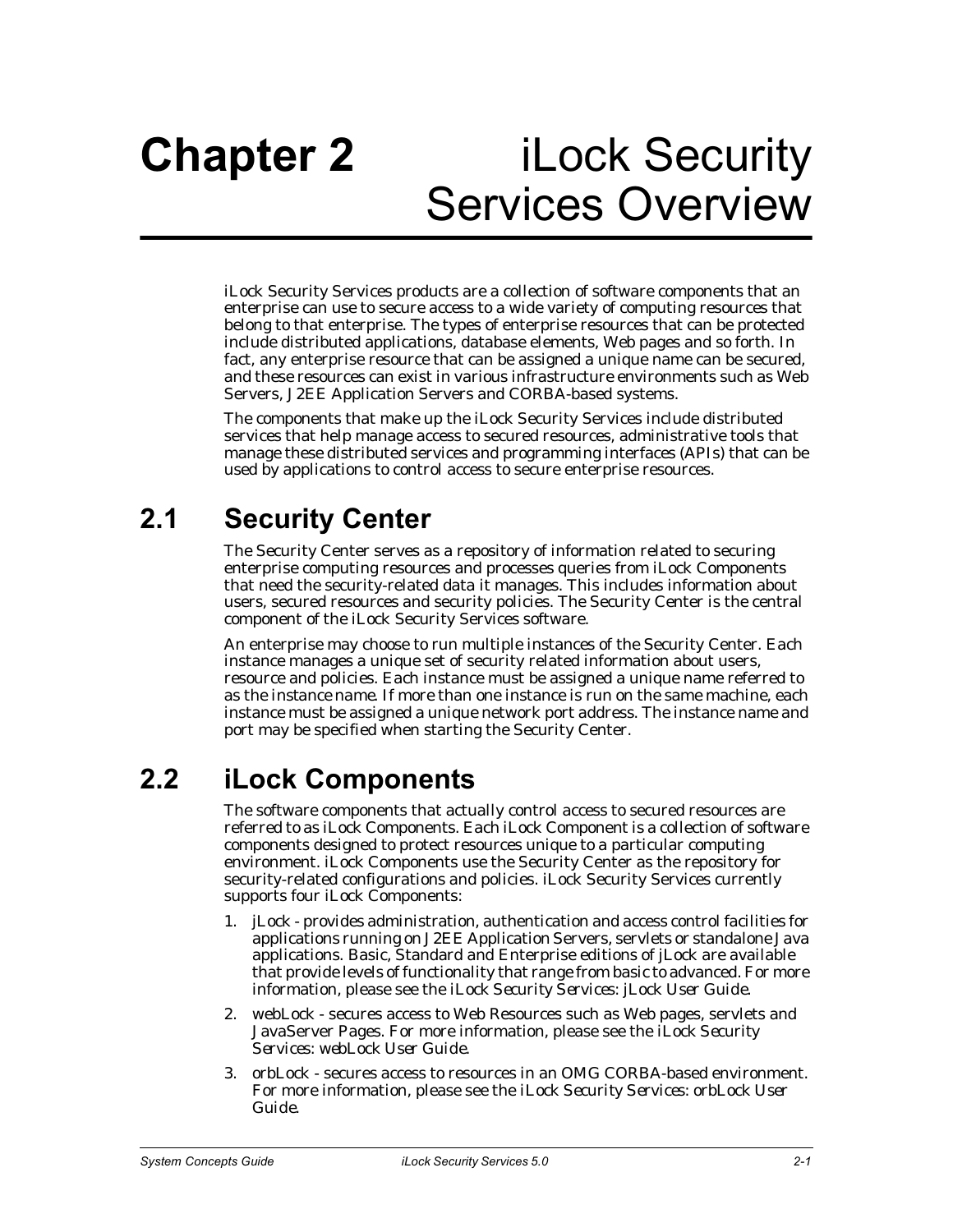# Chapter 2 iLock Security Services Overview

iLock Security Services products are a collection of software components that an enterprise can use to secure access to a wide variety of computing resources that belong to that enterprise. The types of enterprise resources that can be protected include distributed applications, database elements, Web pages and so forth. In fact, any enterprise resource that can be assigned a unique name can be secured, and these resources can exist in various infrastructure environments such as Web Servers, J2EE Application Servers and CORBA-based systems.

The components that make up the iLock Security Services include distributed services that help manage access to secured resources, administrative tools that manage these distributed services and programming interfaces (APIs) that can be used by applications to control access to secure enterprise resources.

## 2.1 Security Center

The Security Center serves as a repository of information related to securing enterprise computing resources and processes queries from iLock Components that need the security-related data it manages. This includes information about users, secured resources and security policies. The Security Center is the central component of the iLock Security Services software.

An enterprise may choose to run multiple instances of the Security Center. Each instance manages a unique set of security related information about users, resource and policies. Each instance must be assigned a unique name referred to as the instance name. If more than one instance is run on the same machine, each instance must be assigned a unique network port address. The instance name and port may be specified when starting the Security Center.

## 2.2 iLock Components

The software components that actually control access to secured resources are referred to as iLock Components. Each iLock Component is a collection of software components designed to protect resources unique to a particular computing environment. iLock Components use the Security Center as the repository for security-related configurations and policies. iLock Security Services currently supports four iLock Components:

1. jLock - provides administration, authentication and access control facilities for applications running on J2EE Application Servers, servlets or standalone Java applications. Basic, Standard and Enterprise editions of jLock are available that provide levels of functionality that range from basic to advanced. For more information, please see the *iLock Security Services: jLock User Guide*.
2. webLock - secures access to Web Resources such as Web pages, servlets and JavaServer Pages. For more information, please see the *iLock Security Services: webLock User Guide*.
3. orbLock - secures access to resources in an OMG CORBA-based environment. For more information, please see the *iLock Security Services: orbLock User Guide*.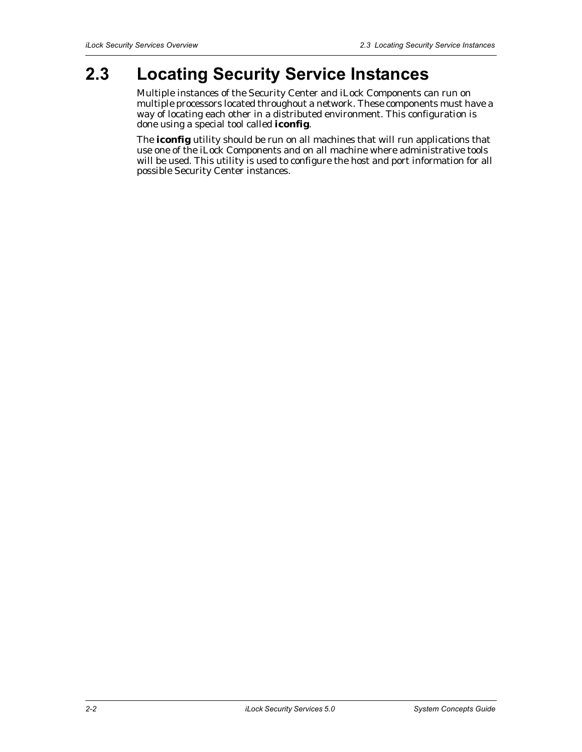## 2.3 Locating Security Service Instances

Multiple instances of the Security Center and iLock Components can run on multiple processors located throughout a network. These components must have a way of locating each other in a distributed environment. This configuration is done using a special tool called **iconfig**.

The **iconfig** utility should be run on all machines that will run applications that use one of the iLock Components and on all machine where administrative tools will be used. This utility is used to configure the host and port information for all possible Security Center instances.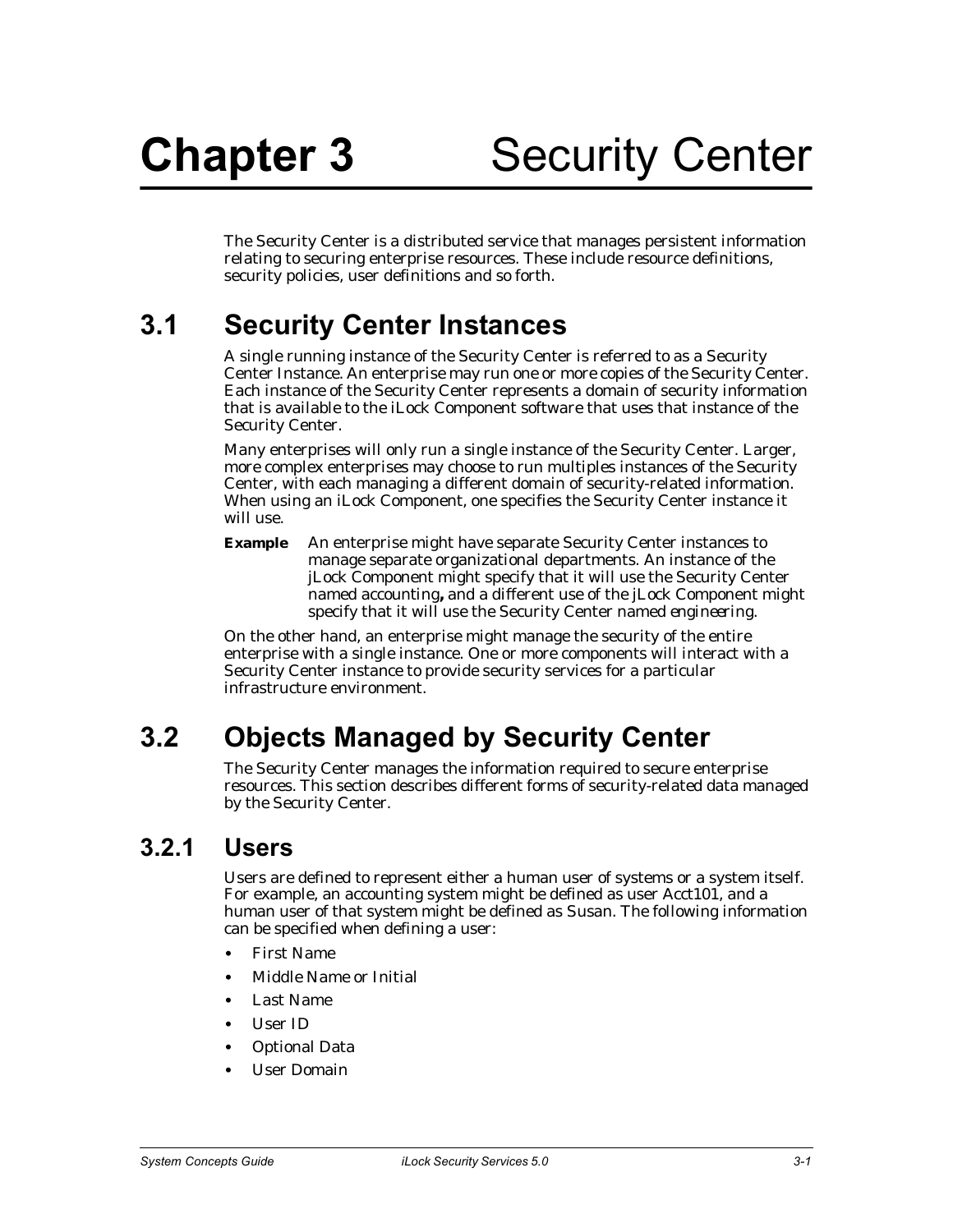# Chapter 3 Security Center

The Security Center is a distributed service that manages persistent information relating to securing enterprise resources. These include resource definitions, security policies, user definitions and so forth.

## 3.1 Security Center Instances

A single running instance of the Security Center is referred to as a Security Center Instance. An enterprise may run one or more copies of the Security Center. Each instance of the Security Center represents a domain of security information that is available to the iLock Component software that uses that instance of the Security Center.

Many enterprises will only run a single instance of the Security Center. Larger, more complex enterprises may choose to run multiples instances of the Security Center, with each managing a different domain of security-related information. When using an iLock Component, one specifies the Security Center instance it will use.

**Example** An enterprise might have separate Security Center instances to manage separate organizational departments. An instance of the jLock Component might specify that it will use the Security Center named accounting**,** and a different use of the jLock Component might specify that it will use the Security Center named *engineering*.

On the other hand, an enterprise might manage the security of the entire enterprise with a single instance. One or more components will interact with a Security Center instance to provide security services for a particular infrastructure environment.

## 3.2 Objects Managed by Security Center

The Security Center manages the information required to secure enterprise resources. This section describes different forms of security-related data managed by the Security Center.

### 3.2.1 Users

Users are defined to represent either a human user of systems or a system itself. For example, an accounting system might be defined as user Acct101, and a human user of that system might be defined as Susan. The following information can be specified when defining a user:

- First Name
- Middle Name or Initial
- Last Name
- User ID
- Optional Data
- User Domain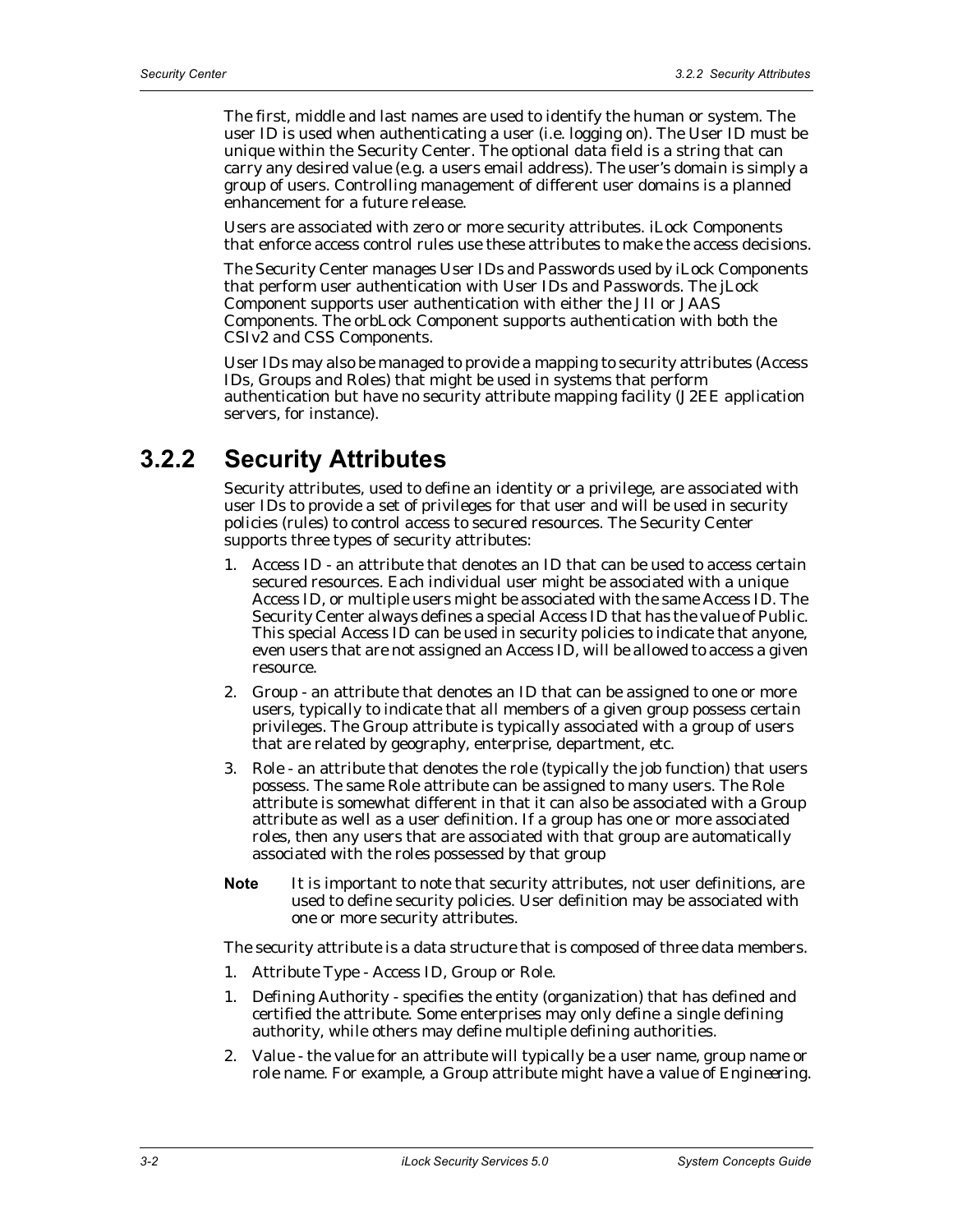The first, middle and last names are used to identify the human or system. The user ID is used when authenticating a user (i.e. logging on). The User ID must be unique within the Security Center. The optional data field is a string that can carry any desired value (e.g. a users email address). The user's domain is simply a group of users. Controlling management of different user domains is a planned enhancement for a future release.

Users are associated with zero or more security attributes. iLock Components that enforce access control rules use these attributes to make the access decisions.

The Security Center manages User IDs and Passwords used by iLock Components that perform user authentication with User IDs and Passwords. The jLock Component supports user authentication with either the JII or JAAS Components. The orbLock Component supports authentication with both the CSIv2 and CSS Components.

User IDs may also be managed to provide a mapping to security attributes (Access IDs, Groups and Roles) that might be used in systems that perform authentication but have no security attribute mapping facility (J2EE application servers, for instance).

## 3.2.2 Security Attributes

Security attributes, used to define an identity or a privilege, are associated with user IDs to provide a set of privileges for that user and will be used in security policies (rules) to control access to secured resources. The Security Center supports three types of security attributes:

1. Access ID - an attribute that denotes an ID that can be used to access certain secured resources. Each individual user might be associated with a unique Access ID, or multiple users might be associated with the same Access ID. The Security Center always defines a special Access ID that has the value of Public. This special Access ID can be used in security policies to indicate that anyone, even users that are not assigned an Access ID, will be allowed to access a given resource.
2. Group - an attribute that denotes an ID that can be assigned to one or more users, typically to indicate that all members of a given group possess certain privileges. The Group attribute is typically associated with a group of users that are related by geography, enterprise, department, etc.
3. Role - an attribute that denotes the role (typically the job function) that users possess. The same Role attribute can be assigned to many users. The Role attribute is somewhat different in that it can also be associated with a Group attribute as well as a user definition. If a group has one or more associated roles, then any users that are associated with that group are automatically associated with the roles possessed by that group

**Note** It is important to note that security attributes, not user definitions, are used to define security policies. User definition may be associated with one or more security attributes.

The security attribute is a data structure that is composed of three data members.

1. Attribute Type - Access ID, Group or Role.
1. Defining Authority - specifies the entity (organization) that has defined and certified the attribute. Some enterprises may only define a single defining authority, while others may define multiple defining authorities.
2. Value - the value for an attribute will typically be a user name, group name or role name. For example, a Group attribute might have a value of *Engineering*.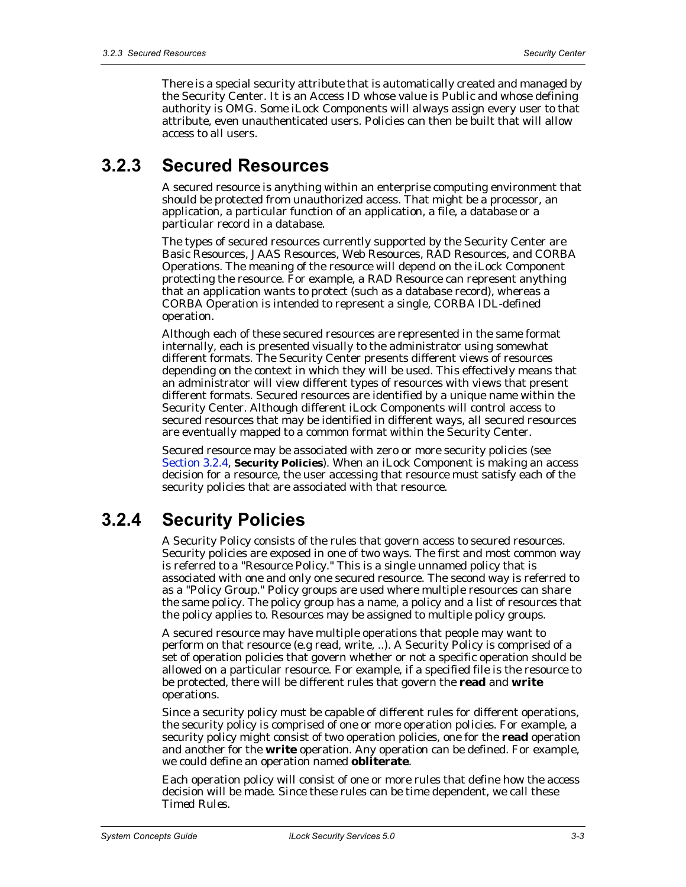There is a special security attribute that is automatically created and managed by the Security Center. It is an Access ID whose value is Public and whose defining authority is OMG. Some iLock Components will always assign every user to that attribute, even unauthenticated users. Policies can then be built that will allow access to all users.

### 3.2.3 Secured Resources

A secured resource is anything within an enterprise computing environment that should be protected from unauthorized access. That might be a processor, an application, a particular function of an application, a file, a database or a particular record in a database.

The types of secured resources currently supported by the Security Center are Basic Resources, JAAS Resources, Web Resources, RAD Resources, and CORBA Operations. The meaning of the resource will depend on the iLock Component protecting the resource. For example, a RAD Resource can represent anything that an application wants to protect (such as a database record), whereas a CORBA Operation is intended to represent a single, CORBA IDL-defined operation.

Although each of these secured resources are represented in the same format internally, each is presented visually to the administrator using somewhat different formats. The Security Center presents different views of resources depending on the context in which they will be used. This effectively means that an administrator will view different types of resources with views that present different formats. Secured resources are identified by a unique name within the Security Center. Although different iLock Components will control access to secured resources that may be identified in different ways, all secured resources are eventually mapped to a common format within the Security Center.

Secured resource may be associated with zero or more security policies (see Section 3.2.4, **Security Policies**). When an iLock Component is making an access decision for a resource, the user accessing that resource must satisfy each of the security policies that are associated with that resource.

### 3.2.4 Security Policies

A Security Policy consists of the rules that govern access to secured resources. Security policies are exposed in one of two ways. The first and most common way is referred to a "Resource Policy." This is a single unnamed policy that is associated with one and only one secured resource. The second way is referred to as a "Policy Group." Policy groups are used where multiple resources can share the same policy. The policy group has a name, a policy and a list of resources that the policy applies to. Resources may be assigned to multiple policy groups.

A secured resource may have multiple operations that people may want to perform on that resource (e.g read, write, ..). A Security Policy is comprised of a set of operation policies that govern whether or not a specific operation should be allowed on a particular resource. For example, if a specified file is the resource to be protected, there will be different rules that govern the **read** and **write** operations.

Since a security policy must be capable of different rules for different operations, the security policy is comprised of one or more operation policies. For example, a security policy might consist of two operation policies, one for the **read** operation and another for the **write** operation. Any operation can be defined. For example, we could define an operation named **obliterate**.

Each operation policy will consist of one or more rules that define how the access decision will be made. Since these rules can be time dependent, we call these Timed Rules.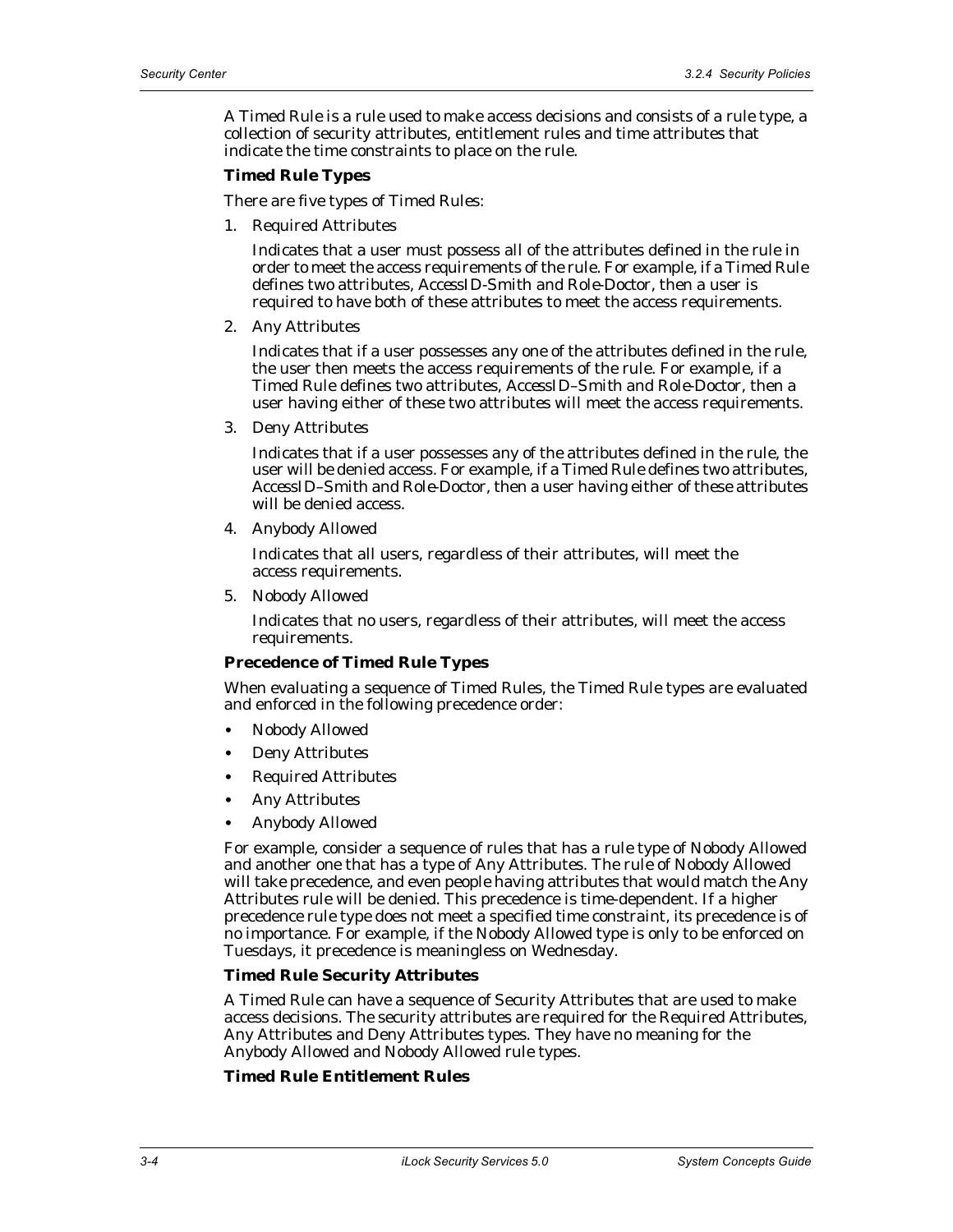A Timed Rule is a rule used to make access decisions and consists of a rule type, a collection of security attributes, entitlement rules and time attributes that indicate the time constraints to place on the rule.

**Timed Rule Types**

There are five types of Timed Rules:

1. Required Attributes

   Indicates that a user must possess all of the attributes defined in the rule in order to meet the access requirements of the rule. For example, if a Timed Rule defines two attributes, AccessID-Smith and Role-Doctor, then a user is required to have both of these attributes to meet the access requirements.

2. Any Attributes

   Indicates that if a user possesses any one of the attributes defined in the rule, the user then meets the access requirements of the rule. For example, if a Timed Rule defines two attributes, AccessID–Smith and Role-Doctor, then a user having either of these two attributes will meet the access requirements.

3. Deny Attributes

   Indicates that if a user possesses any of the attributes defined in the rule, the user will be denied access. For example, if a Timed Rule defines two attributes, AccessID–Smith and Role-Doctor, then a user having either of these attributes will be denied access.

4. Anybody Allowed

   Indicates that all users, regardless of their attributes, will meet the access requirements.

5. Nobody Allowed

   Indicates that no users, regardless of their attributes, will meet the access requirements.

**Precedence of Timed Rule Types**

When evaluating a sequence of Timed Rules, the Timed Rule types are evaluated and enforced in the following precedence order:

- Nobody Allowed
- Deny Attributes
- Required Attributes
- Any Attributes
- Anybody Allowed

For example, consider a sequence of rules that has a rule type of Nobody Allowed and another one that has a type of Any Attributes. The rule of Nobody Allowed will take precedence, and even people having attributes that would match the Any Attributes rule will be denied. This precedence is time-dependent. If a higher precedence rule type does not meet a specified time constraint, its precedence is of no importance. For example, if the Nobody Allowed type is only to be enforced on Tuesdays, it precedence is meaningless on Wednesday.

**Timed Rule Security Attributes**

A Timed Rule can have a sequence of Security Attributes that are used to make access decisions. The security attributes are required for the Required Attributes, Any Attributes and Deny Attributes types. They have no meaning for the Anybody Allowed and Nobody Allowed rule types.

**Timed Rule Entitlement Rules**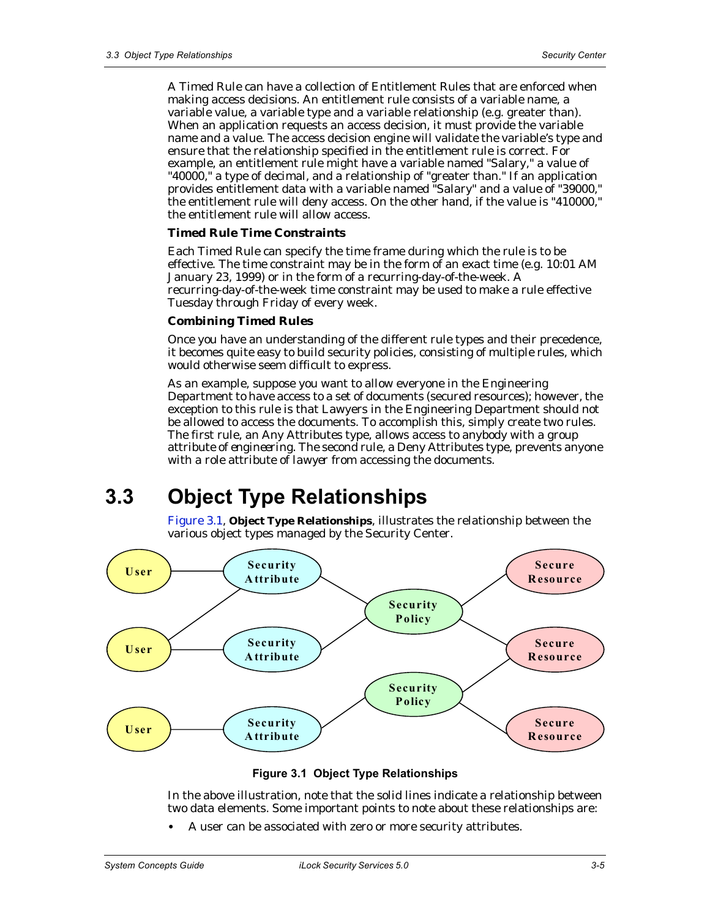A Timed Rule can have a collection of Entitlement Rules that are enforced when making access decisions. An entitlement rule consists of a variable name, a variable value, a variable type and a variable relationship (e.g. greater than). When an application requests an access decision, it must provide the variable name and a value. The access decision engine will validate the variable's type and ensure that the relationship specified in the entitlement rule is correct. For example, an entitlement rule might have a variable named "Salary," a value of "40000," a type of decimal, and a relationship of "greater than." If an application provides entitlement data with a variable named "Salary" and a value of "39000," the entitlement rule will deny access. On the other hand, if the value is "410000," the entitlement rule will allow access.

**Timed Rule Time Constraints**

Each Timed Rule can specify the time frame during which the rule is to be effective. The time constraint may be in the form of an exact time (e.g. 10:01 AM January 23, 1999) or in the form of a recurring-day-of-the-week. A recurring-day-of-the-week time constraint may be used to make a rule effective Tuesday through Friday of every week.

**Combining Timed Rules**

Once you have an understanding of the different rule types and their precedence, it becomes quite easy to build security policies, consisting of multiple rules, which would otherwise seem difficult to express.

As an example, suppose you want to allow everyone in the Engineering Department to have access to a set of documents (secured resources); however, the exception to this rule is that Lawyers in the Engineering Department should not be allowed to access the documents. To accomplish this, simply create two rules. The first rule, an Any Attributes type, allows access to anybody with a group attribute of *engineering*. The second rule, a Deny Attributes type, prevents anyone with a role attribute of *lawyer* from accessing the documents.

# 3.3 Object Type Relationships

Figure 3.1, **Object Type Relationships**, illustrates the relationship between the various object types managed by the Security Center.

**Figure 3.1 Object Type Relationships**

In the above illustration, note that the solid lines indicate a relationship between two data elements. Some important points to note about these relationships are:

- A user can be associated with zero or more security attributes.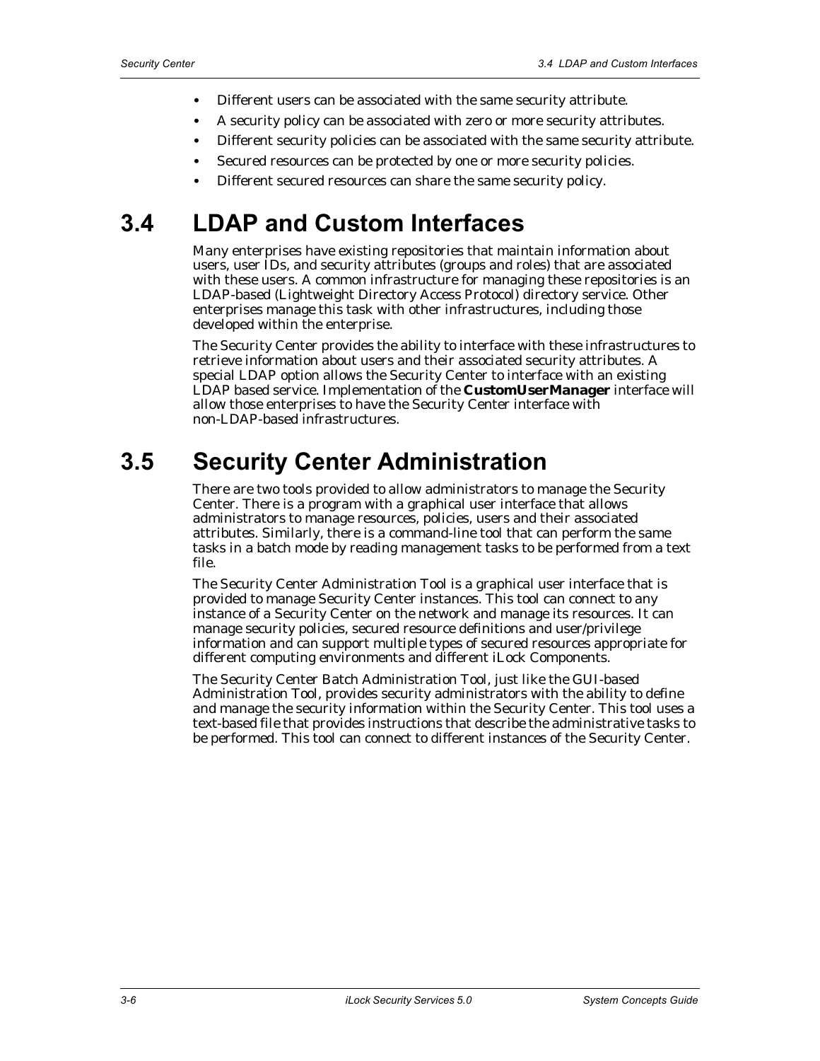- Different users can be associated with the same security attribute.
- A security policy can be associated with zero or more security attributes.
- Different security policies can be associated with the same security attribute.
- Secured resources can be protected by one or more security policies.
- Different secured resources can share the same security policy.

## 3.4 LDAP and Custom Interfaces

Many enterprises have existing repositories that maintain information about users, user IDs, and security attributes (groups and roles) that are associated with these users. A common infrastructure for managing these repositories is an LDAP-based (Lightweight Directory Access Protocol) directory service. Other enterprises manage this task with other infrastructures, including those developed within the enterprise.

The Security Center provides the ability to interface with these infrastructures to retrieve information about users and their associated security attributes. A special LDAP option allows the Security Center to interface with an existing LDAP based service. Implementation of the **CustomUserManager** interface will allow those enterprises to have the Security Center interface with non-LDAP-based infrastructures.

## 3.5 Security Center Administration

There are two tools provided to allow administrators to manage the Security Center. There is a program with a graphical user interface that allows administrators to manage resources, policies, users and their associated attributes. Similarly, there is a command-line tool that can perform the same tasks in a batch mode by reading management tasks to be performed from a text file.

The Security Center Administration Tool is a graphical user interface that is provided to manage Security Center instances. This tool can connect to any instance of a Security Center on the network and manage its resources. It can manage security policies, secured resource definitions and user/privilege information and can support multiple types of secured resources appropriate for different computing environments and different iLock Components.

The Security Center Batch Administration Tool, just like the GUI-based Administration Tool, provides security administrators with the ability to define and manage the security information within the Security Center. This tool uses a text-based file that provides instructions that describe the administrative tasks to be performed. This tool can connect to different instances of the Security Center.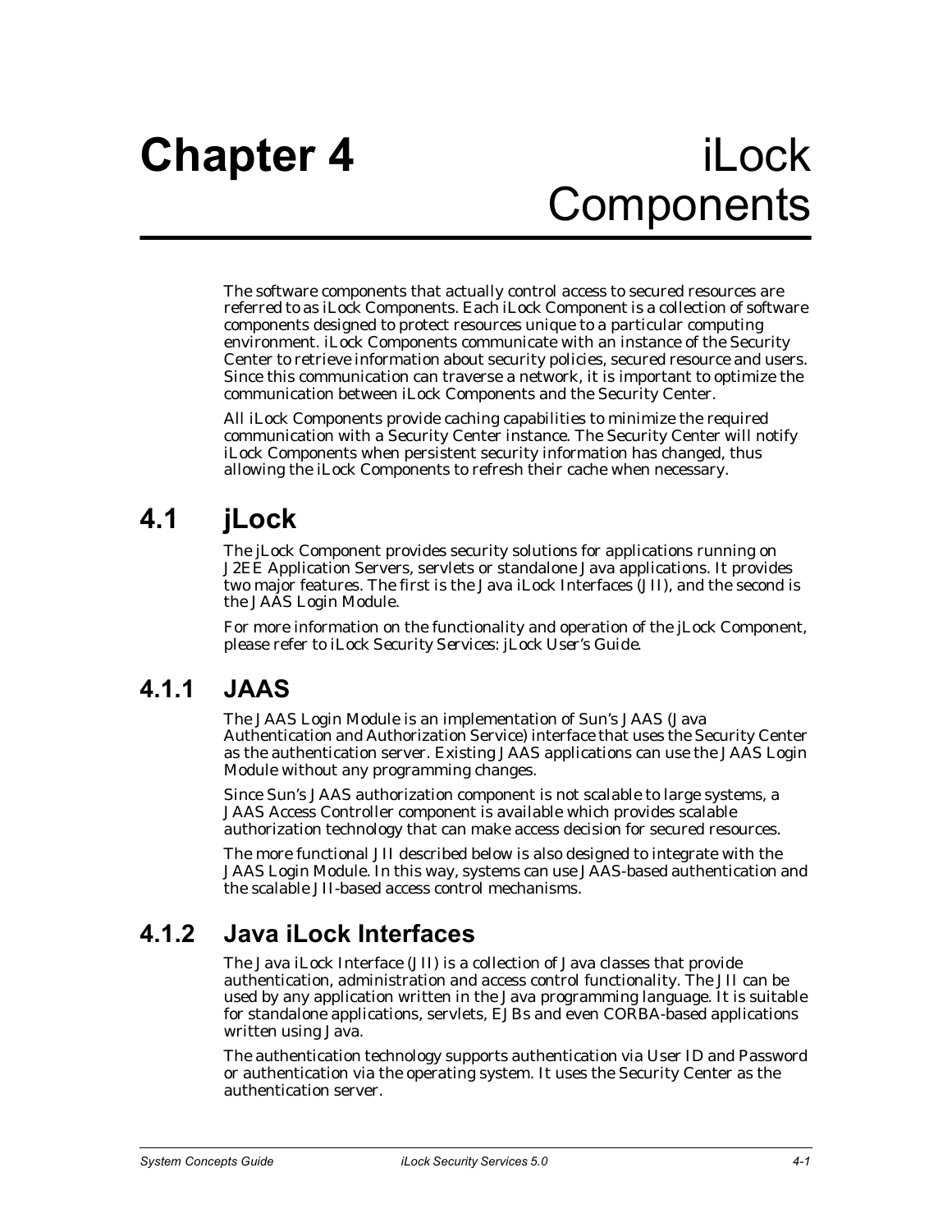# Chapter 4 iLock Components

The software components that actually control access to secured resources are referred to as iLock Components. Each iLock Component is a collection of software components designed to protect resources unique to a particular computing environment. iLock Components communicate with an instance of the Security Center to retrieve information about security policies, secured resource and users. Since this communication can traverse a network, it is important to optimize the communication between iLock Components and the Security Center.

All iLock Components provide caching capabilities to minimize the required communication with a Security Center instance. The Security Center will notify iLock Components when persistent security information has changed, thus allowing the iLock Components to refresh their cache when necessary.

## 4.1 jLock

The jLock Component provides security solutions for applications running on J2EE Application Servers, servlets or standalone Java applications. It provides two major features. The first is the Java iLock Interfaces (JII), and the second is the JAAS Login Module.

*For more information on the functionality and operation of the jLock Component, please refer to iLock Security Services: jLock User's Guide.*

### 4.1.1 JAAS

The JAAS Login Module is an implementation of Sun's JAAS (Java Authentication and Authorization Service) interface that uses the Security Center as the authentication server. Existing JAAS applications can use the JAAS Login Module without any programming changes.

Since Sun's JAAS authorization component is not scalable to large systems, a JAAS Access Controller component is available which provides scalable authorization technology that can make access decision for secured resources.

The more functional JII described below is also designed to integrate with the JAAS Login Module. In this way, systems can use JAAS-based authentication and the scalable JII-based access control mechanisms.

### 4.1.2 Java iLock Interfaces

The Java iLock Interface (JII) is a collection of Java classes that provide authentication, administration and access control functionality. The JII can be used by any application written in the Java programming language. It is suitable for standalone applications, servlets, EJBs and even CORBA-based applications written using Java.

The authentication technology supports authentication via User ID and Password or authentication via the operating system. It uses the Security Center as the authentication server.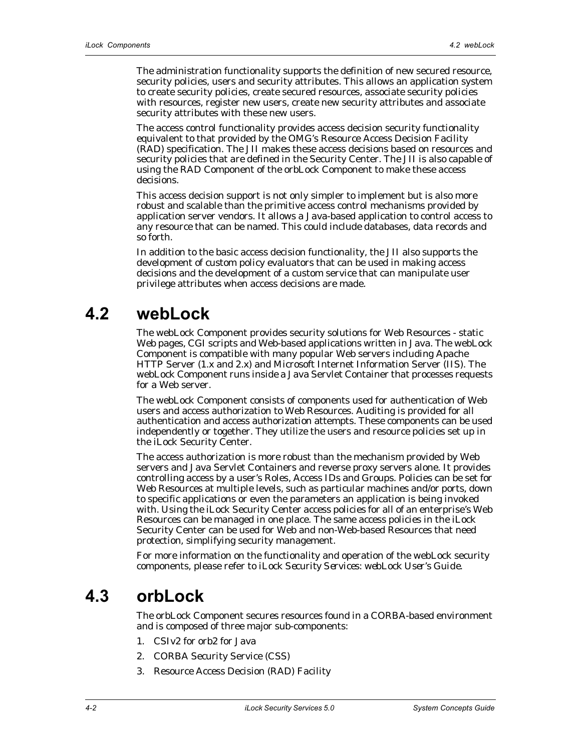The administration functionality supports the definition of new secured resource, security policies, users and security attributes. This allows an application system to create security policies, create secured resources, associate security policies with resources, register new users, create new security attributes and associate security attributes with these new users.

The access control functionality provides access decision security functionality equivalent to that provided by the OMG's Resource Access Decision Facility (RAD) specification. The JII makes these access decisions based on resources and security policies that are defined in the Security Center. The JII is also capable of using the RAD Component of the orbLock Component to make these access decisions.

This access decision support is not only simpler to implement but is also more robust and scalable than the primitive access control mechanisms provided by application server vendors. It allows a Java-based application to control access to any resource that can be named. This could include databases, data records and so forth.

In addition to the basic access decision functionality, the JII also supports the development of custom policy evaluators that can be used in making access decisions and the development of a custom service that can manipulate user privilege attributes when access decisions are made.

## 4.2 webLock

The webLock Component provides security solutions for Web Resources - static Web pages, CGI scripts and Web-based applications written in Java. The webLock Component is compatible with many popular Web servers including Apache HTTP Server (1.x and 2.x) and Microsoft Internet Information Server (IIS). The webLock Component runs inside a Java Servlet Container that processes requests for a Web server.

The webLock Component consists of components used for authentication of Web users and access authorization to Web Resources. Auditing is provided for all authentication and access authorization attempts. These components can be used independently or together. They utilize the users and resource policies set up in the iLock Security Center.

The access authorization is more robust than the mechanism provided by Web servers and Java Servlet Containers and reverse proxy servers alone. It provides controlling access by a user's Roles, Access IDs and Groups. Policies can be set for Web Resources at multiple levels, such as particular machines and/or ports, down to specific applications or even the parameters an application is being invoked with. Using the iLock Security Center access policies for all of an enterprise's Web Resources can be managed in one place. The same access policies in the iLock Security Center can be used for Web and non-Web-based Resources that need protection, simplifying security management.

For more information on the functionality and operation of the webLock security components, please refer to *iLock Security Services: webLock User's Guide*.

## 4.3 orbLock

The orbLock Component secures resources found in a CORBA-based environment and is composed of three major sub-components:

1. CSIv2 for orb2 for Java
2. CORBA Security Service (CSS)
3. Resource Access Decision (RAD) Facility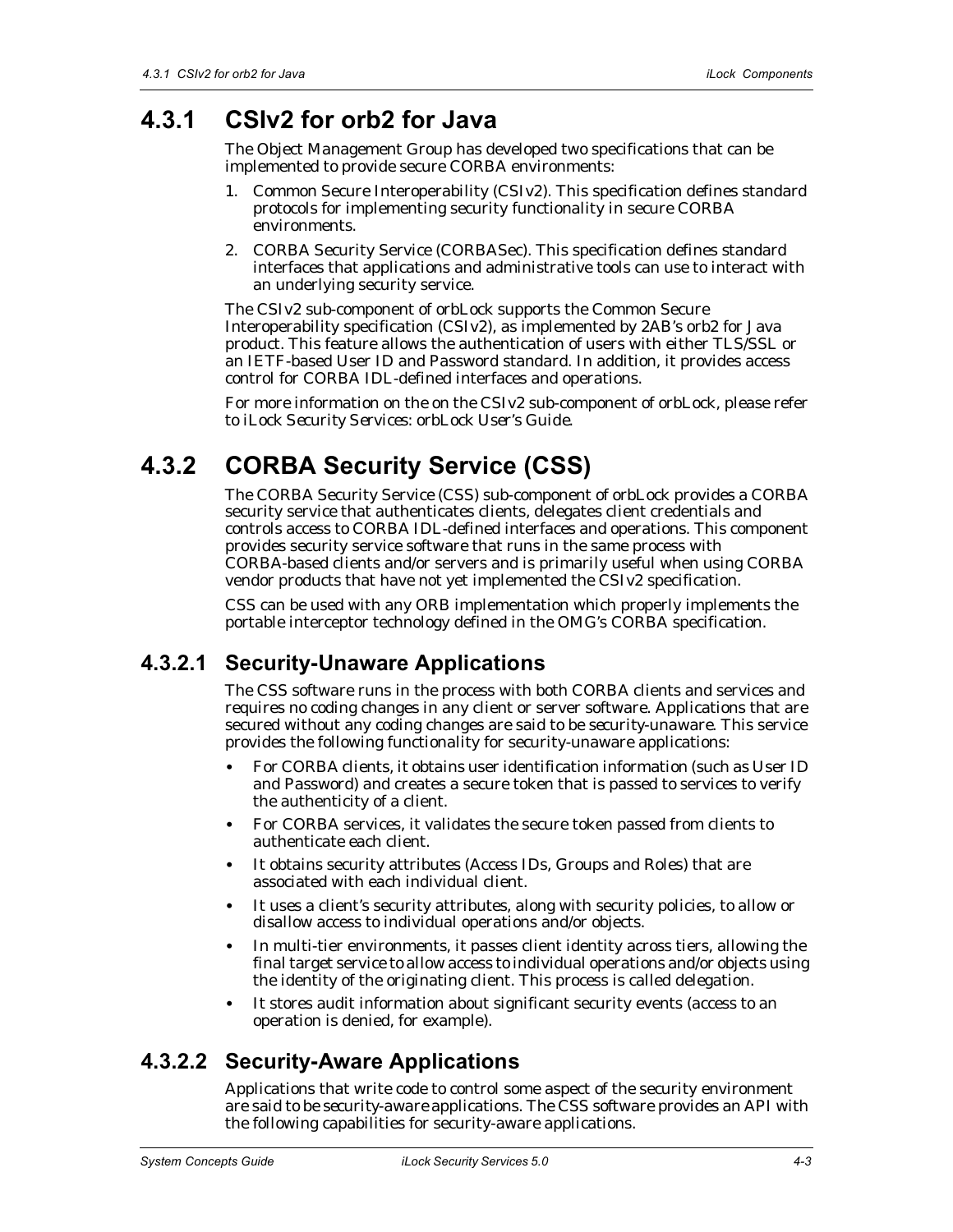## 4.3.1 CSIv2 for orb2 for Java

The Object Management Group has developed two specifications that can be implemented to provide secure CORBA environments:

1. Common Secure Interoperability (CSIv2). This specification defines standard protocols for implementing security functionality in secure CORBA environments.
2. CORBA Security Service (CORBASec). This specification defines standard interfaces that applications and administrative tools can use to interact with an underlying security service.

The CSIv2 sub-component of orbLock supports the Common Secure Interoperability specification (CSIv2), as implemented by 2AB's orb2 for Java product. This feature allows the authentication of users with either TLS/SSL or an IETF-based User ID and Password standard. In addition, it provides access control for CORBA IDL-defined interfaces and operations.

For more information on the on the CSIv2 sub-component of orbLock, please refer to *iLock Security Services: orbLock User's Guide*.

## 4.3.2 CORBA Security Service (CSS)

The CORBA Security Service (CSS) sub-component of orbLock provides a CORBA security service that authenticates clients, delegates client credentials and controls access to CORBA IDL-defined interfaces and operations. This component provides security service software that runs in the same process with CORBA-based clients and/or servers and is primarily useful when using CORBA vendor products that have not yet implemented the CSIv2 specification.

CSS can be used with any ORB implementation which properly implements the portable interceptor technology defined in the OMG's CORBA specification.

### 4.3.2.1 Security-Unaware Applications

The CSS software runs in the process with both CORBA clients and services and requires no coding changes in any client or server software. Applications that are secured without any coding changes are said to be security-unaware. This service provides the following functionality for security-unaware applications:

- For CORBA clients, it obtains user identification information (such as User ID and Password) and creates a secure token that is passed to services to verify the authenticity of a client.
- For CORBA services, it validates the secure token passed from clients to authenticate each client.
- It obtains security attributes (Access IDs, Groups and Roles) that are associated with each individual client.
- It uses a client's security attributes, along with security policies, to allow or disallow access to individual operations and/or objects.
- In multi-tier environments, it passes client identity across tiers, allowing the final target service to allow access to individual operations and/or objects using the identity of the originating client. This process is called delegation.
- It stores audit information about significant security events (access to an operation is denied, for example).

### 4.3.2.2 Security-Aware Applications

Applications that write code to control some aspect of the security environment are said to be security-aware applications. The CSS software provides an API with the following capabilities for security-aware applications.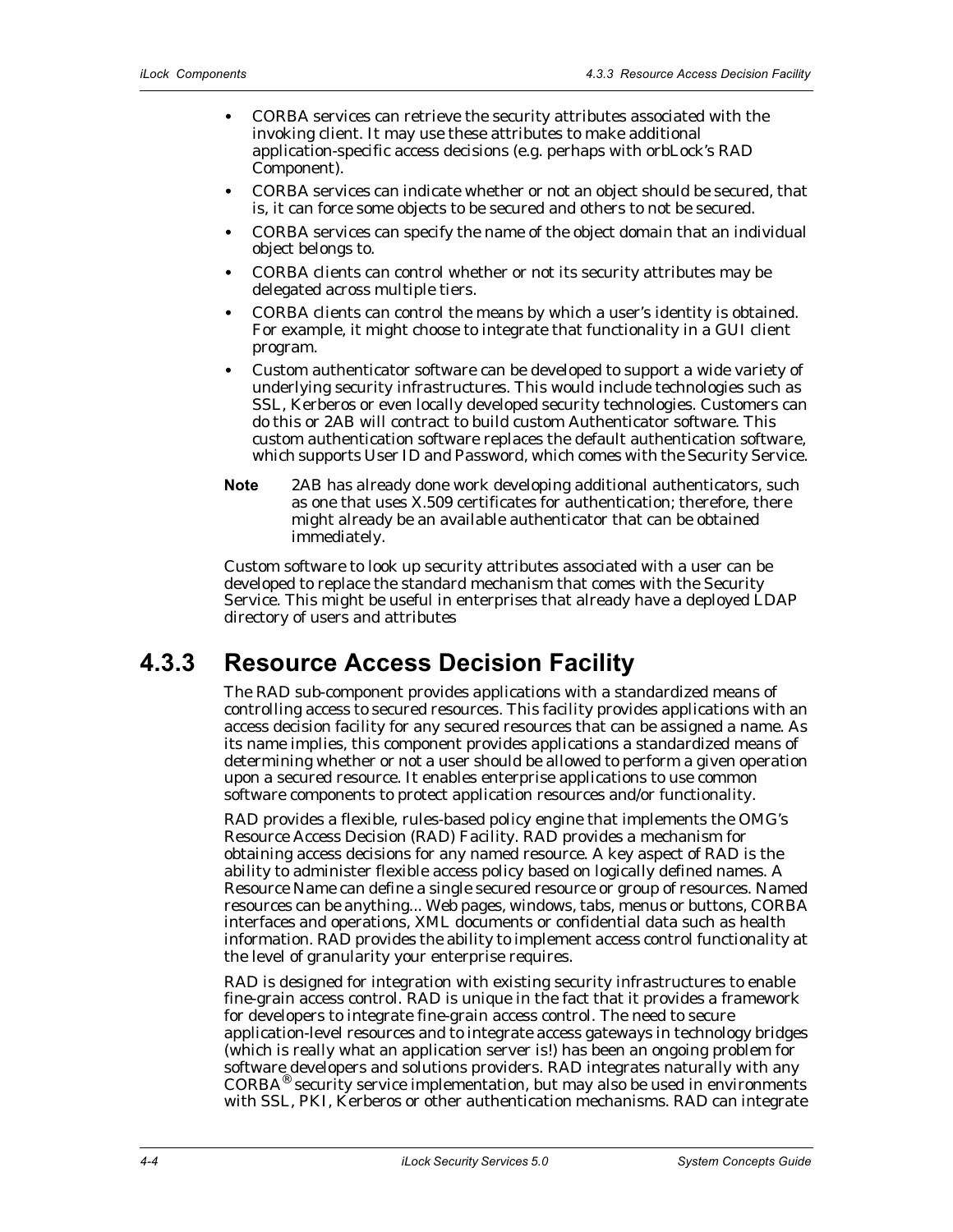- CORBA services can retrieve the security attributes associated with the invoking client. It may use these attributes to make additional application-specific access decisions (e.g. perhaps with orbLock's RAD Component).
- CORBA services can indicate whether or not an object should be secured, that is, it can force some objects to be secured and others to not be secured.
- CORBA services can specify the name of the object domain that an individual object belongs to.
- CORBA clients can control whether or not its security attributes may be delegated across multiple tiers.
- CORBA clients can control the means by which a user's identity is obtained. For example, it might choose to integrate that functionality in a GUI client program.
- Custom authenticator software can be developed to support a wide variety of underlying security infrastructures. This would include technologies such as SSL, Kerberos or even locally developed security technologies. Customers can do this or 2AB will contract to build custom Authenticator software. This custom authentication software replaces the default authentication software, which supports User ID and Password, which comes with the Security Service.

**Note** 2AB has already done work developing additional authenticators, such as one that uses X.509 certificates for authentication; therefore, there might already be an available authenticator that can be obtained immediately.

Custom software to look up security attributes associated with a user can be developed to replace the standard mechanism that comes with the Security Service. This might be useful in enterprises that already have a deployed LDAP directory of users and attributes

## 4.3.3 Resource Access Decision Facility

The RAD sub-component provides applications with a standardized means of controlling access to secured resources. This facility provides applications with an access decision facility for any secured resources that can be assigned a name. As its name implies, this component provides applications a standardized means of determining whether or not a user should be allowed to perform a given operation upon a secured resource. It enables enterprise applications to use common software components to protect application resources and/or functionality.

RAD provides a flexible, rules-based policy engine that implements the OMG's Resource Access Decision (RAD) Facility. RAD provides a mechanism for obtaining access decisions for any named resource. A key aspect of RAD is the ability to administer flexible access policy based on logically defined names. A Resource Name can define a single secured resource or group of resources. Named resources can be anything... Web pages, windows, tabs, menus or buttons, CORBA interfaces and operations, XML documents or confidential data such as health information. RAD provides the ability to implement access control functionality at the level of granularity your enterprise requires.

RAD is designed for integration with existing security infrastructures to enable fine-grain access control. RAD is unique in the fact that it provides a framework for developers to integrate fine-grain access control. The need to secure application-level resources and to integrate access gateways in technology bridges (which is really what an application server is!) has been an ongoing problem for software developers and solutions providers. RAD integrates naturally with any CORBA® security service implementation, but may also be used in environments with SSL, PKI, Kerberos or other authentication mechanisms. RAD can integrate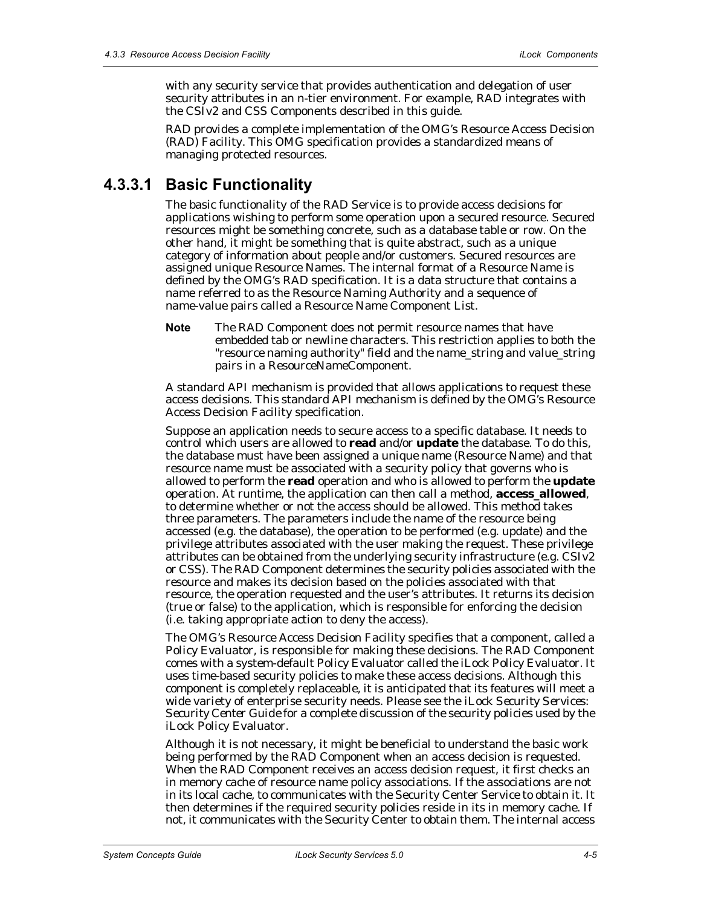with any security service that provides authentication and delegation of user security attributes in an n-tier environment. For example, RAD integrates with the CSIv2 and CSS Components described in this guide.

RAD provides a complete implementation of the OMG's Resource Access Decision (RAD) Facility. This OMG specification provides a standardized means of managing protected resources.

### 4.3.3.1 Basic Functionality

The basic functionality of the RAD Service is to provide access decisions for applications wishing to perform some operation upon a secured resource. Secured resources might be something concrete, such as a database table or row. On the other hand, it might be something that is quite abstract, such as a unique category of information about people and/or customers. Secured resources are assigned unique Resource Names. The internal format of a Resource Name is defined by the OMG's RAD specification. It is a data structure that contains a name referred to as the Resource Naming Authority and a sequence of name-value pairs called a Resource Name Component List.

**Note** The RAD Component does not permit resource names that have embedded tab or newline characters. This restriction applies to both the "resource naming authority" field and the name_string and value_string pairs in a ResourceNameComponent.

A standard API mechanism is provided that allows applications to request these access decisions. This standard API mechanism is defined by the OMG's Resource Access Decision Facility specification.

Suppose an application needs to secure access to a specific database. It needs to control which users are allowed to **read** and/or **update** the database. To do this, the database must have been assigned a unique name (Resource Name) and that resource name must be associated with a security policy that governs who is allowed to perform the **read** operation and who is allowed to perform the **update** operation. At runtime, the application can then call a method, **access_allowed**, to determine whether or not the access should be allowed. This method takes three parameters. The parameters include the name of the resource being accessed (e.g. the database), the operation to be performed (e.g. update) and the privilege attributes associated with the user making the request. These privilege attributes can be obtained from the underlying security infrastructure (e.g. CSIv2 or CSS). The RAD Component determines the security policies associated with the resource and makes its decision based on the policies associated with that resource, the operation requested and the user's attributes. It returns its decision (true or false) to the application, which is responsible for enforcing the decision (i.e. taking appropriate action to deny the access).

The OMG's Resource Access Decision Facility specifies that a component, called a Policy Evaluator, is responsible for making these decisions. The RAD Component comes with a system-default Policy Evaluator called the iLock Policy Evaluator. It uses time-based security policies to make these access decisions. Although this component is completely replaceable, it is anticipated that its features will meet a wide variety of enterprise security needs. Please see the *iLock Security Services: Security Center Guide* for a complete discussion of the security policies used by the iLock Policy Evaluator.

Although it is not necessary, it might be beneficial to understand the basic work being performed by the RAD Component when an access decision is requested. When the RAD Component receives an access decision request, it first checks an in memory cache of resource name policy associations. If the associations are not in its local cache, to communicates with the Security Center Service to obtain it. It then determines if the required security policies reside in its in memory cache. If not, it communicates with the Security Center to obtain them. The internal access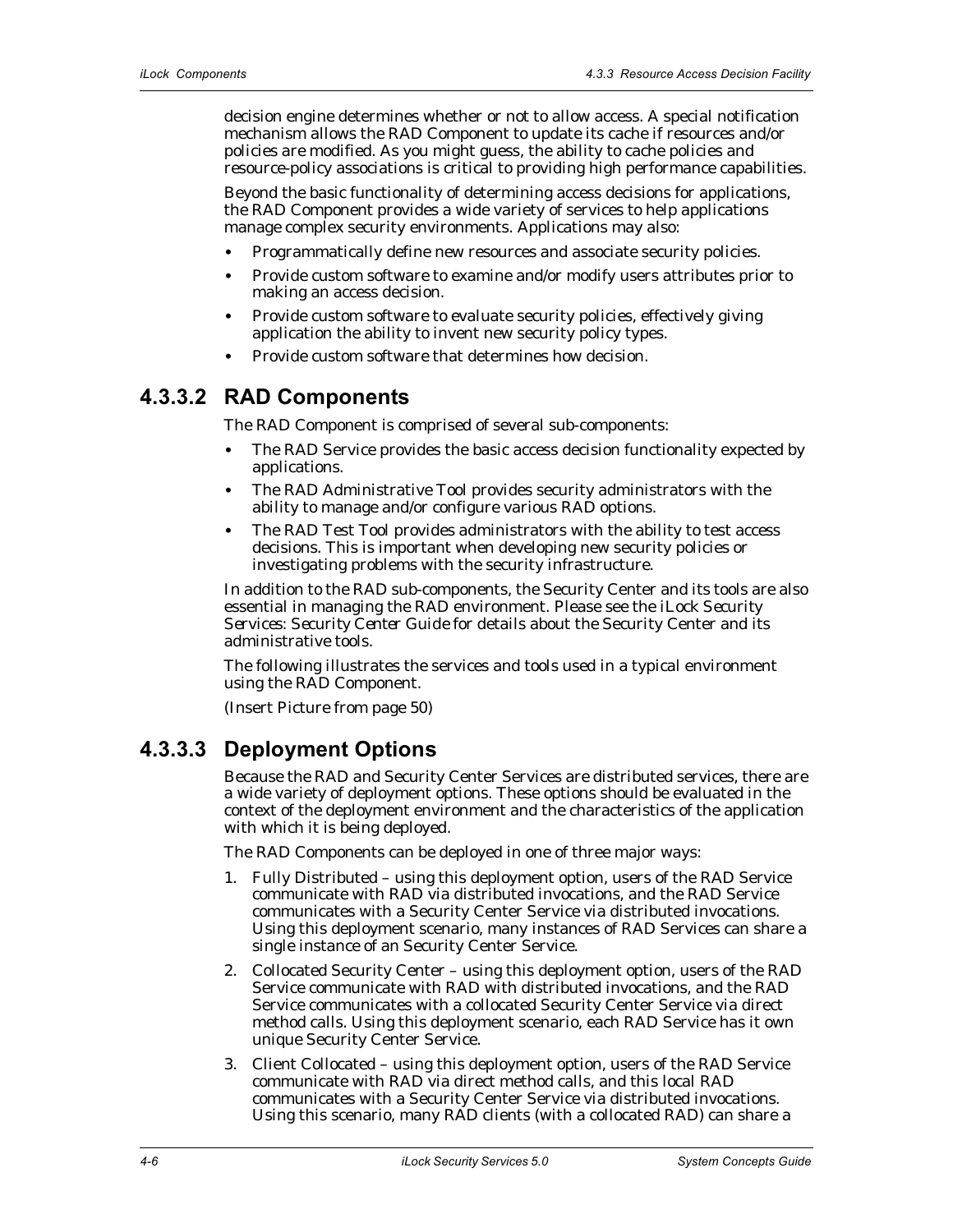decision engine determines whether or not to allow access. A special notification mechanism allows the RAD Component to update its cache if resources and/or policies are modified. As you might guess, the ability to cache policies and resource-policy associations is critical to providing high performance capabilities.

Beyond the basic functionality of determining access decisions for applications, the RAD Component provides a wide variety of services to help applications manage complex security environments. Applications may also:

- Programmatically define new resources and associate security policies.
- Provide custom software to examine and/or modify users attributes prior to making an access decision.
- Provide custom software to evaluate security policies, effectively giving application the ability to invent new security policy types.
- Provide custom software that determines how decision.

## 4.3.3.2 RAD Components

The RAD Component is comprised of several sub-components:

- The RAD Service provides the basic access decision functionality expected by applications.
- The RAD Administrative Tool provides security administrators with the ability to manage and/or configure various RAD options.
- The RAD Test Tool provides administrators with the ability to test access decisions. This is important when developing new security policies or investigating problems with the security infrastructure.

In addition to the RAD sub-components, the Security Center and its tools are also essential in managing the RAD environment. Please see the *iLock Security Services: Security Center Guide* for details about the Security Center and its administrative tools.

The following illustrates the services and tools used in a typical environment using the RAD Component.

(Insert Picture from page 50)

## 4.3.3.3 Deployment Options

Because the RAD and Security Center Services are distributed services, there are a wide variety of deployment options. These options should be evaluated in the context of the deployment environment and the characteristics of the application with which it is being deployed.

The RAD Components can be deployed in one of three major ways:

1. Fully Distributed – using this deployment option, users of the RAD Service communicate with RAD via distributed invocations, and the RAD Service communicates with a Security Center Service via distributed invocations. Using this deployment scenario, many instances of RAD Services can share a single instance of an Security Center Service.
2. Collocated Security Center – using this deployment option, users of the RAD Service communicate with RAD with distributed invocations, and the RAD Service communicates with a collocated Security Center Service via direct method calls. Using this deployment scenario, each RAD Service has it own unique Security Center Service.
3. Client Collocated – using this deployment option, users of the RAD Service communicate with RAD via direct method calls, and this local RAD communicates with a Security Center Service via distributed invocations. Using this scenario, many RAD clients (with a collocated RAD) can share a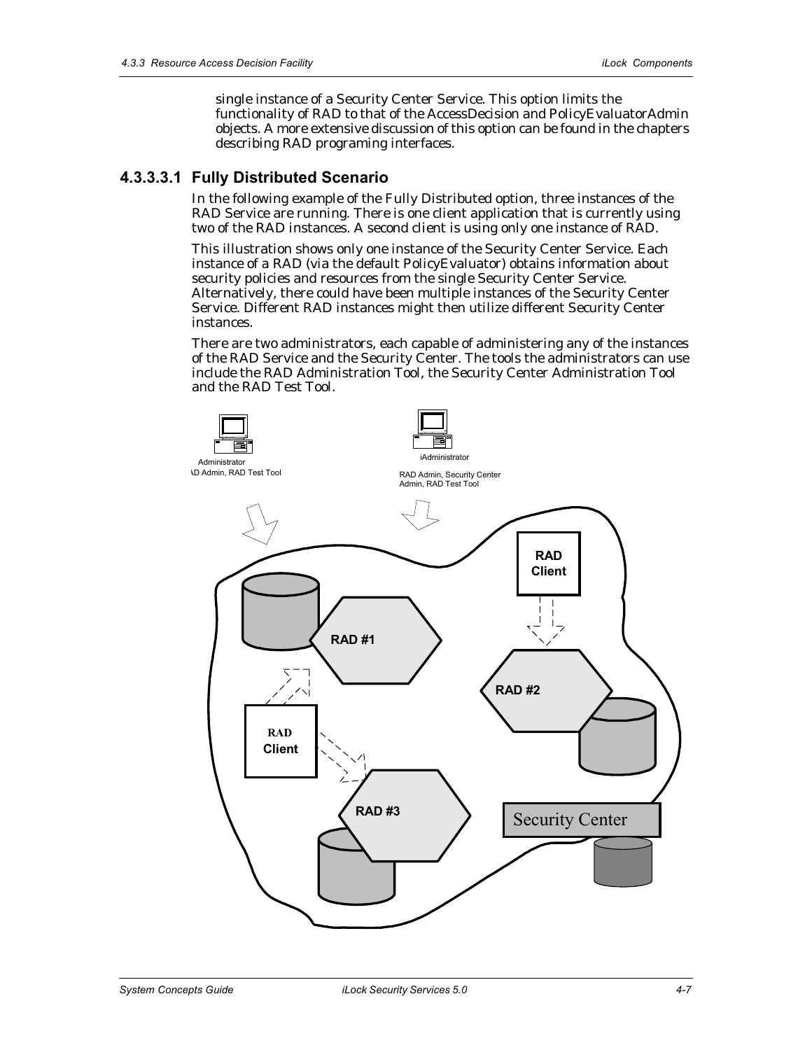single instance of a Security Center Service. This option limits the functionality of RAD to that of the AccessDecision and PolicyEvaluatorAdmin objects. A more extensive discussion of this option can be found in the chapters describing RAD programing interfaces.

#### 4.3.3.3.1 Fully Distributed Scenario

In the following example of the Fully Distributed option, three instances of the RAD Service are running. There is one client application that is currently using two of the RAD instances. A second client is using only one instance of RAD.

This illustration shows only one instance of the Security Center Service. Each instance of a RAD (via the default PolicyEvaluator) obtains information about security policies and resources from the single Security Center Service. Alternatively, there could have been multiple instances of the Security Center Service. Different RAD instances might then utilize different Security Center instances.

There are two administrators, each capable of administering any of the instances of the RAD Service and the Security Center. The tools the administrators can use include the RAD Administration Tool, the Security Center Administration Tool and the RAD Test Tool.

Administrator
AD Admin, RAD Test Tool

iAdministrator
RAD Admin, Security Center Admin, RAD Test Tool

RAD Client

RAD #1

RAD #2

RAD Client

RAD #3

Security Center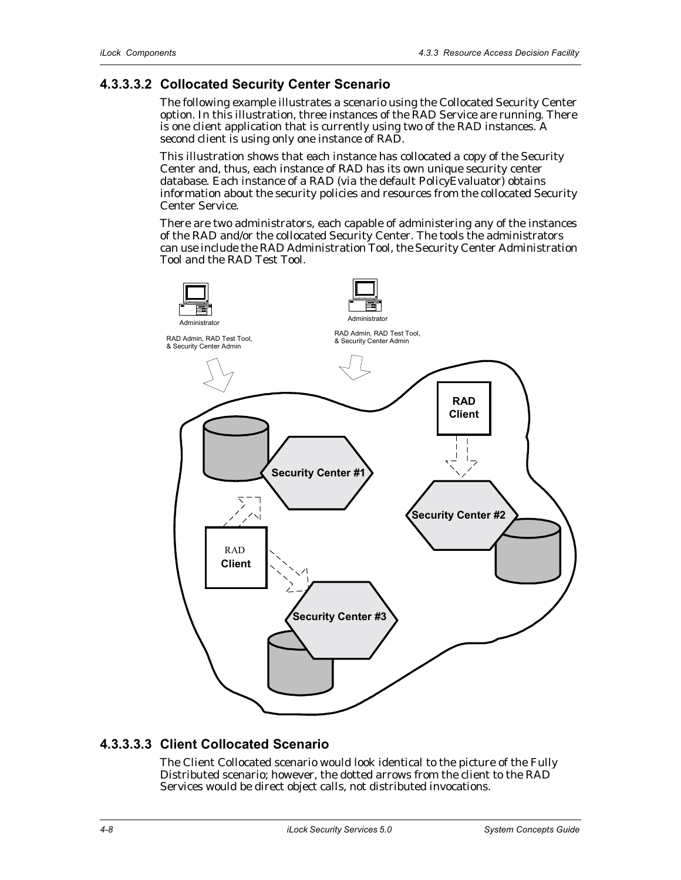### 4.3.3.3.2 Collocated Security Center Scenario

The following example illustrates a scenario using the Collocated Security Center option. In this illustration, three instances of the RAD Service are running. There is one client application that is currently using two of the RAD instances. A second client is using only one instance of RAD.

This illustration shows that each instance has collocated a copy of the Security Center and, thus, each instance of RAD has its own unique security center database. Each instance of a RAD (via the default PolicyEvaluator) obtains information about the security policies and resources from the collocated Security Center Service.

There are two administrators, each capable of administering any of the instances of the RAD and/or the collocated Security Center. The tools the administrators can use include the RAD Administration Tool, the Security Center Administration Tool and the RAD Test Tool.

Administrator

RAD Admin, RAD Test Tool, & Security Center Admin

Administrator

RAD Admin, RAD Test Tool, & Security Center Admin

RAD Client

Security Center #1

Security Center #2

RAD Client

Security Center #3

### 4.3.3.3.3 Client Collocated Scenario

The Client Collocated scenario would look identical to the picture of the Fully Distributed scenario; however, the dotted arrows from the client to the RAD Services would be direct object calls, not distributed invocations.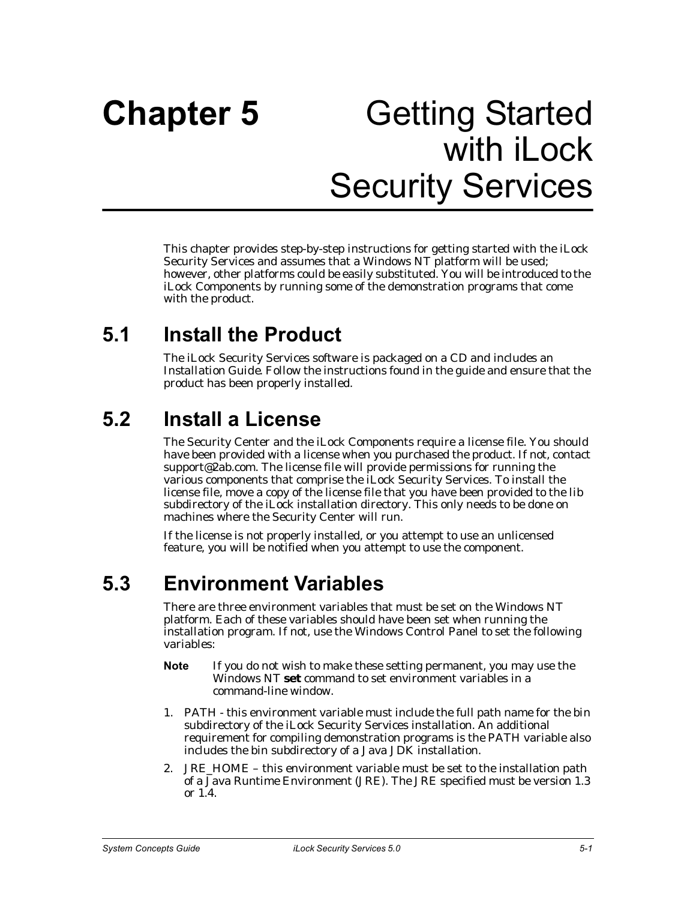# Chapter 5 Getting Started with iLock Security Services

This chapter provides step-by-step instructions for getting started with the iLock Security Services and assumes that a Windows NT platform will be used; however, other platforms could be easily substituted. You will be introduced to the iLock Components by running some of the demonstration programs that come with the product.

## 5.1 Install the Product

The iLock Security Services software is packaged on a CD and includes an Installation Guide. Follow the instructions found in the guide and ensure that the product has been properly installed.

## 5.2 Install a License

The Security Center and the iLock Components require a license file. You should have been provided with a license when you purchased the product. If not, contact support@2ab.com. The license file will provide permissions for running the various components that comprise the iLock Security Services. To install the license file, move a copy of the license file that you have been provided to the lib subdirectory of the iLock installation directory. This only needs to be done on machines where the Security Center will run.

If the license is not properly installed, or you attempt to use an unlicensed feature, you will be notified when you attempt to use the component.

## 5.3 Environment Variables

There are three environment variables that must be set on the Windows NT platform. Each of these variables should have been set when running the installation program. If not, use the Windows Control Panel to set the following variables:

**Note** If you do not wish to make these setting permanent, you may use the Windows NT **set** command to set environment variables in a command-line window.

1. PATH - this environment variable must include the full path name for the bin subdirectory of the iLock Security Services installation. An additional requirement for compiling demonstration programs is the PATH variable also includes the bin subdirectory of a Java JDK installation.
2. JRE_HOME – this environment variable must be set to the installation path of a Java Runtime Environment (JRE). The JRE specified must be version 1.3 or 1.4.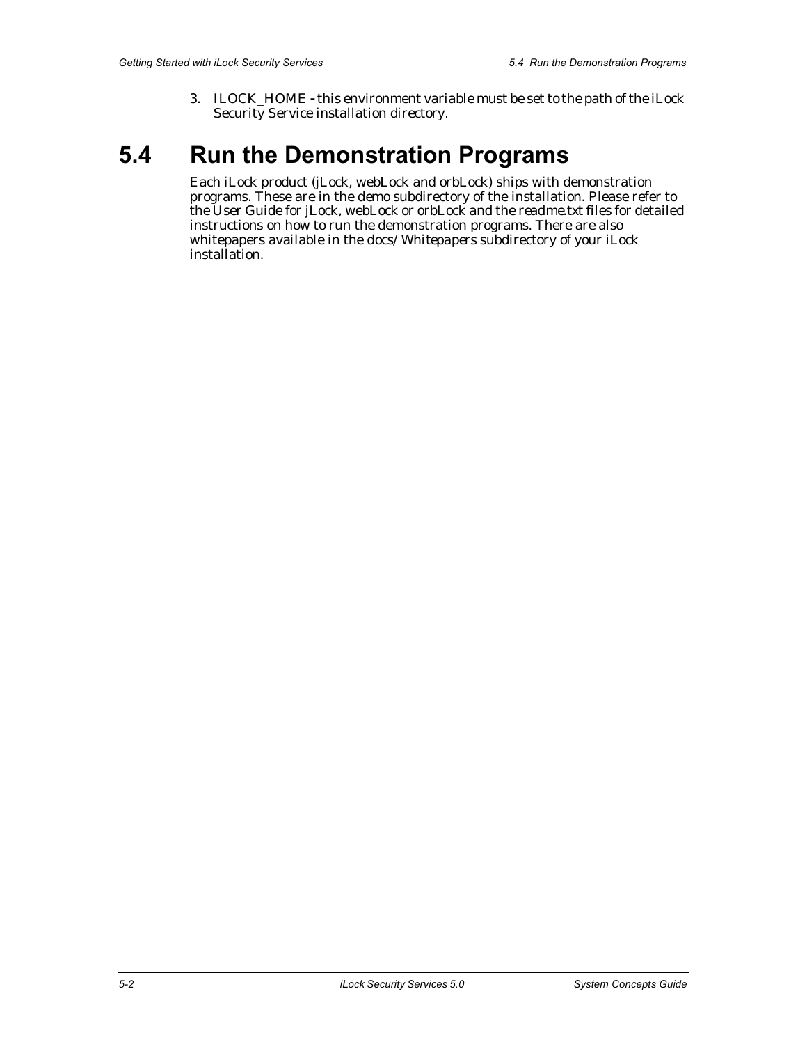3. ILOCK_HOME **-** this environment variable must be set to the path of the iLock Security Service installation directory.

# 5.4 Run the Demonstration Programs

Each iLock product (jLock, webLock and orbLock) ships with demonstration programs. These are in the *demo* subdirectory of the installation. Please refer to the *User Guide* for jLock, webLock or orbLock and the *readme.txt* files for detailed instructions on how to run the demonstration programs. There are also whitepapers available in the *docs/Whitepapers* subdirectory of your iLock installation.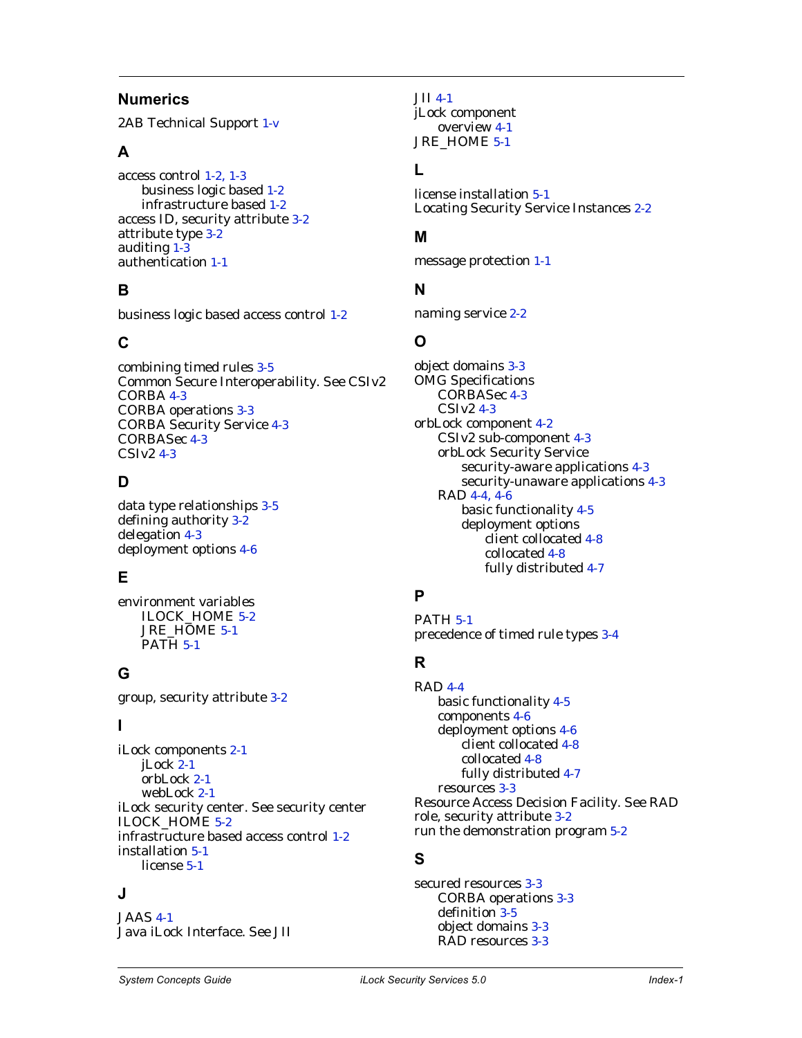## Numerics

2AB Technical Support 1-v

## A

access control 1-2, 1-3
- business logic based 1-2
- infrastructure based 1-2

access ID, security attribute 3-2
attribute type 3-2
auditing 1-3
authentication 1-1

## B

business logic based access control 1-2

## C

combining timed rules 3-5
Common Secure Interoperability. See CSIv2
CORBA 4-3
CORBA operations 3-3
CORBA Security Service 4-3
CORBASec 4-3
CSIv2 4-3

## D

data type relationships 3-5
defining authority 3-2
delegation 4-3
deployment options 4-6

## E

environment variables
- ILOCK_HOME 5-2
- JRE_HOME 5-1
- PATH 5-1

## G

group, security attribute 3-2

## I

iLock components 2-1
- jLock 2-1
- orbLock 2-1
- webLock 2-1

iLock security center. See security center
ILOCK_HOME 5-2
infrastructure based access control 1-2
installation 5-1
- license 5-1

## J

JAAS 4-1
Java iLock Interface. See JII
JII 4-1
jLock component
- overview 4-1

JRE_HOME 5-1

## L

license installation 5-1
Locating Security Service Instances 2-2

## M

message protection 1-1

## N

naming service 2-2

## O

object domains 3-3
OMG Specifications
- CORBASec 4-3
- CSIv2 4-3

orbLock component 4-2
- CSIv2 sub-component 4-3
- orbLock Security Service
  - security-aware applications 4-3
  - security-unaware applications 4-3
- RAD 4-4, 4-6
  - basic functionality 4-5
  - deployment options
    - client collocated 4-8
    - collocated 4-8
    - fully distributed 4-7

## P

PATH 5-1
precedence of timed rule types 3-4

## R

RAD 4-4
- basic functionality 4-5
- components 4-6
- deployment options 4-6
  - client collocated 4-8
  - collocated 4-8
  - fully distributed 4-7
- resources 3-3

Resource Access Decision Facility. See RAD
role, security attribute 3-2
run the demonstration program 5-2

## S

secured resources 3-3
- CORBA operations 3-3
- definition 3-5
- object domains 3-3
- RAD resources 3-3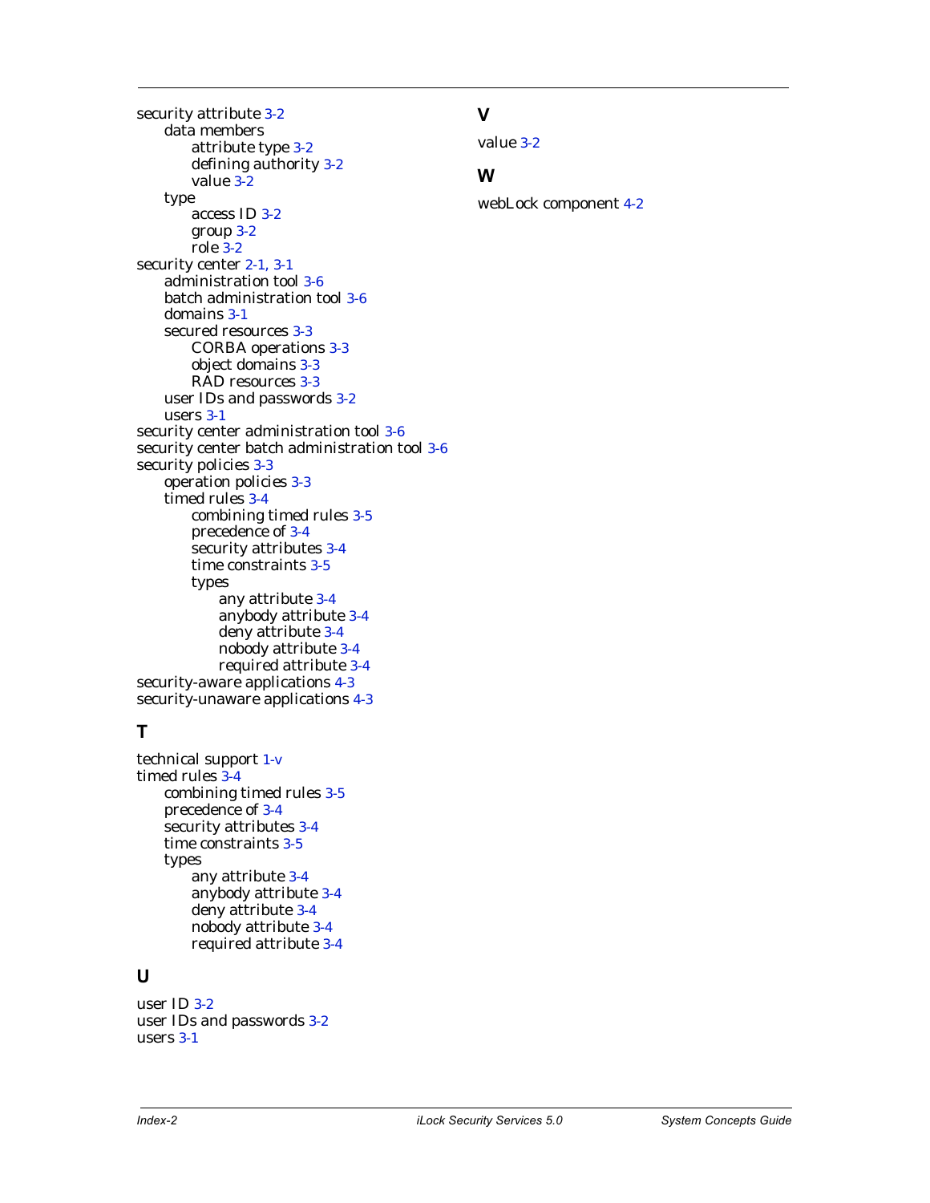security attribute 3-2
- data members
  - attribute type 3-2
  - defining authority 3-2
  - value 3-2
- type
  - access ID 3-2
  - group 3-2
  - role 3-2

security center 2-1, 3-1
- administration tool 3-6
- batch administration tool 3-6
- domains 3-1
- secured resources 3-3
  - CORBA operations 3-3
  - object domains 3-3
  - RAD resources 3-3
- user IDs and passwords 3-2
- users 3-1

security center administration tool 3-6

security center batch administration tool 3-6

security policies 3-3
- operation policies 3-3
- timed rules 3-4
  - combining timed rules 3-5
  - precedence of 3-4
  - security attributes 3-4
  - time constraints 3-5
  - types
    - any attribute 3-4
    - anybody attribute 3-4
    - deny attribute 3-4
    - nobody attribute 3-4
    - required attribute 3-4

security-aware applications 4-3

security-unaware applications 4-3

## T

technical support 1-v

timed rules 3-4
- combining timed rules 3-5
- precedence of 3-4
- security attributes 3-4
- time constraints 3-5
- types
  - any attribute 3-4
  - anybody attribute 3-4
  - deny attribute 3-4
  - nobody attribute 3-4
  - required attribute 3-4

## U

user ID 3-2

user IDs and passwords 3-2

users 3-1

## V

value 3-2

## W

webLock component 4-2